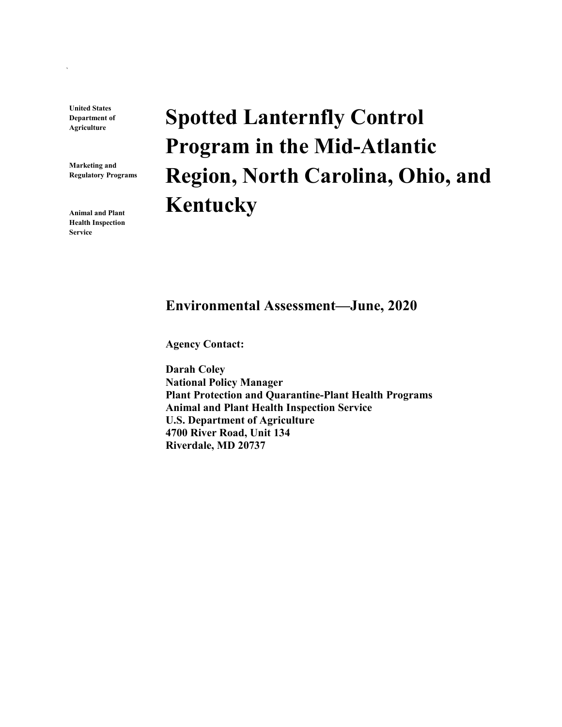**United States Department of Agriculture**

**Marketing and Regulatory Programs**

**Animal and Plant Health Inspection Service**

# Spotted Lanternfly Control Program in the Mid-Atlantic Region, North Carolina, Ohio, and Kentucky

## Environmental Assessment—June, 2020

**Agency Contact:**

**Darah Coley**
**National Policy Manager**
**Plant Protection and Quarantine-Plant Health Programs**
**Animal and Plant Health Inspection Service**
**U.S. Department of Agriculture**
**4700 River Road, Unit 134**
**Riverdale, MD 20737**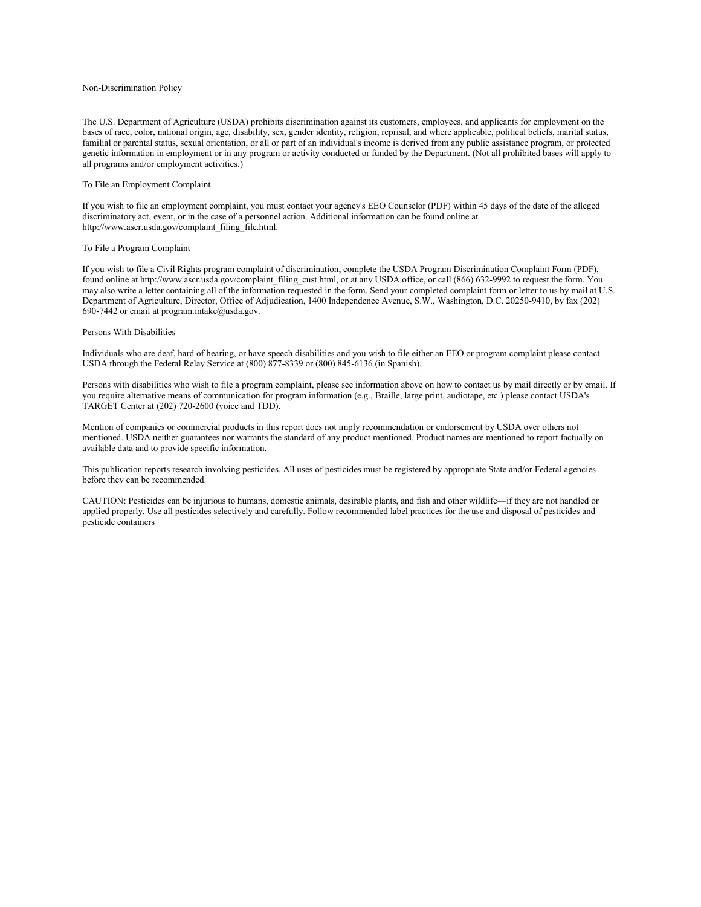## Non-Discrimination Policy

The U.S. Department of Agriculture (USDA) prohibits discrimination against its customers, employees, and applicants for employment on the bases of race, color, national origin, age, disability, sex, gender identity, religion, reprisal, and where applicable, political beliefs, marital status, familial or parental status, sexual orientation, or all or part of an individual's income is derived from any public assistance program, or protected genetic information in employment or in any program or activity conducted or funded by the Department. (Not all prohibited bases will apply to all programs and/or employment activities.)

### To File an Employment Complaint

If you wish to file an employment complaint, you must contact your agency's EEO Counselor (PDF) within 45 days of the date of the alleged discriminatory act, event, or in the case of a personnel action. Additional information can be found online at http://www.ascr.usda.gov/complaint_filing_file.html.

### To File a Program Complaint

If you wish to file a Civil Rights program complaint of discrimination, complete the USDA Program Discrimination Complaint Form (PDF), found online at http://www.ascr.usda.gov/complaint_filing_cust.html, or at any USDA office, or call (866) 632-9992 to request the form. You may also write a letter containing all of the information requested in the form. Send your completed complaint form or letter to us by mail at U.S. Department of Agriculture, Director, Office of Adjudication, 1400 Independence Avenue, S.W., Washington, D.C. 20250-9410, by fax (202) 690-7442 or email at program.intake@usda.gov.

### Persons With Disabilities

Individuals who are deaf, hard of hearing, or have speech disabilities and you wish to file either an EEO or program complaint please contact USDA through the Federal Relay Service at (800) 877-8339 or (800) 845-6136 (in Spanish).

Persons with disabilities who wish to file a program complaint, please see information above on how to contact us by mail directly or by email. If you require alternative means of communication for program information (e.g., Braille, large print, audiotape, etc.) please contact USDA's TARGET Center at (202) 720-2600 (voice and TDD).

Mention of companies or commercial products in this report does not imply recommendation or endorsement by USDA over others not mentioned. USDA neither guarantees nor warrants the standard of any product mentioned. Product names are mentioned to report factually on available data and to provide specific information.

This publication reports research involving pesticides. All uses of pesticides must be registered by appropriate State and/or Federal agencies before they can be recommended.

CAUTION: Pesticides can be injurious to humans, domestic animals, desirable plants, and fish and other wildlife—if they are not handled or applied properly. Use all pesticides selectively and carefully. Follow recommended label practices for the use and disposal of pesticides and pesticide containers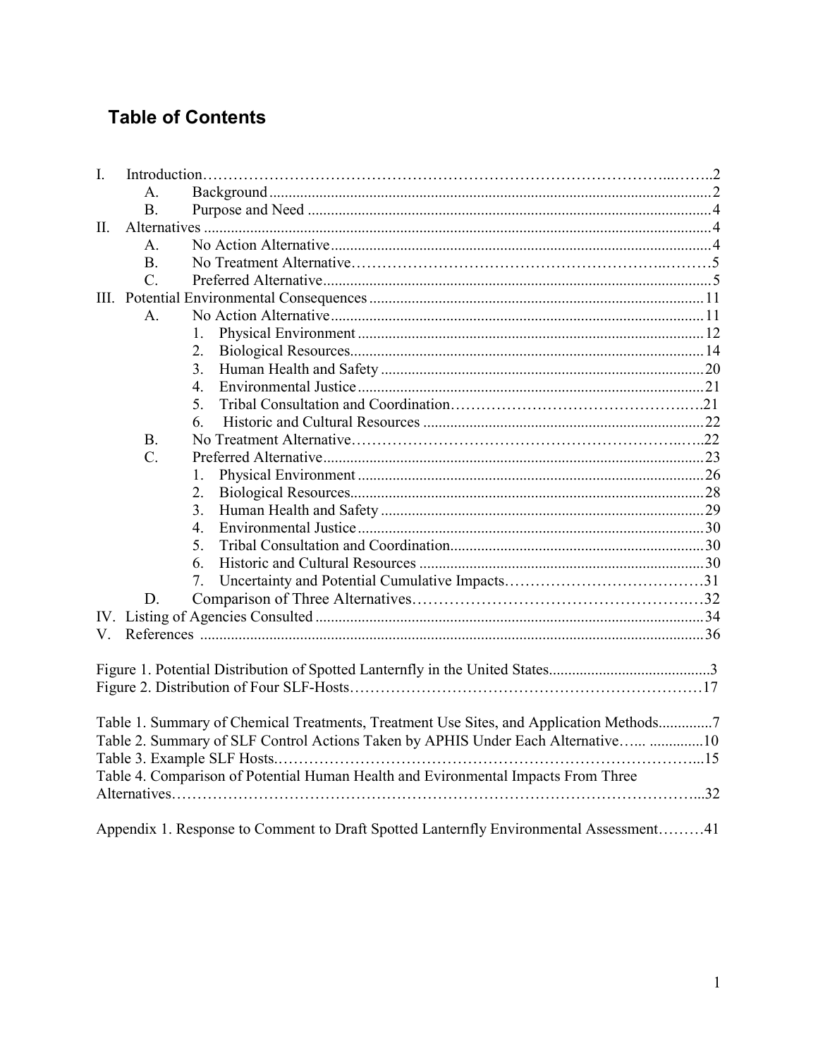## Table of Contents

- I. Introduction.....2
  - A. Background.....2
  - B. Purpose and Need.....4
- II. Alternatives.....4
  - A. No Action Alternative.....4
  - B. No Treatment Alternative.....5
  - C. Preferred Alternative.....5
- III. Potential Environmental Consequences.....11
  - A. No Action Alternative.....11
    1. Physical Environment.....12
    2. Biological Resources.....14
    3. Human Health and Safety.....20
    4. Environmental Justice.....21
    5. Tribal Consultation and Coordination.....21
    6. Historic and Cultural Resources.....22
  - B. No Treatment Alternative.....22
  - C. Preferred Alternative.....23
    1. Physical Environment.....26
    2. Biological Resources.....28
    3. Human Health and Safety.....29
    4. Environmental Justice.....30
    5. Tribal Consultation and Coordination.....30
    6. Historic and Cultural Resources.....30
    7. Uncertainty and Potential Cumulative Impacts.....31
  - D. Comparison of Three Alternatives.....32
- IV. Listing of Agencies Consulted.....34
- V. References.....36

Figure 1. Potential Distribution of Spotted Lanternfly in the United States.....3

Figure 2. Distribution of Four SLF-Hosts.....17

Table 1. Summary of Chemical Treatments, Treatment Use Sites, and Application Methods.....7

Table 2. Summary of SLF Control Actions Taken by APHIS Under Each Alternative.....10

Table 3. Example SLF Hosts.....15

Table 4. Comparison of Potential Human Health and Evironmental Impacts From Three Alternatives.....32

Appendix 1. Response to Comment to Draft Spotted Lanternfly Environmental Assessment.....41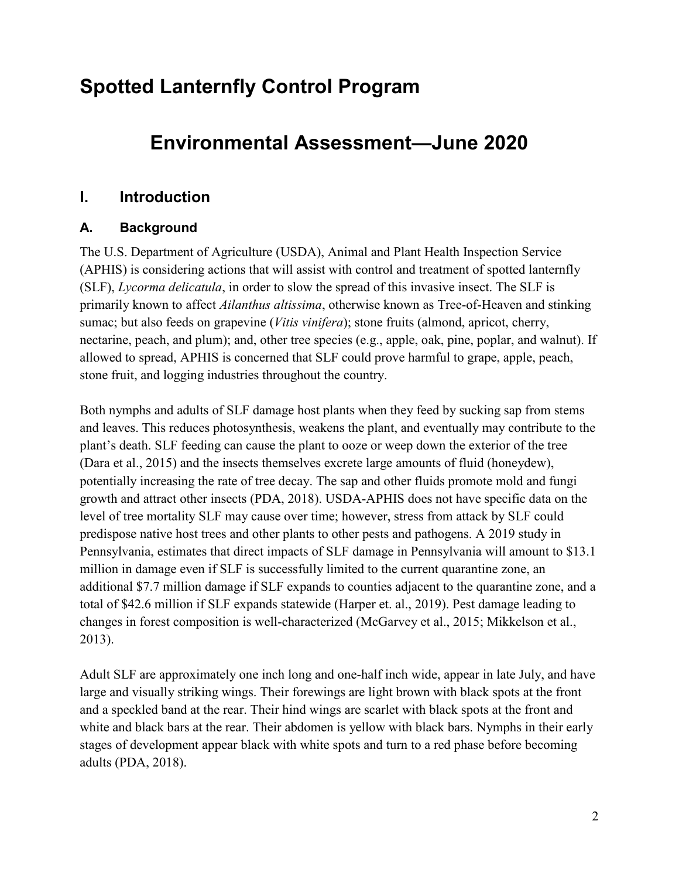# Spotted Lanternfly Control Program

# Environmental Assessment—June 2020

## I. Introduction

### A. Background

The U.S. Department of Agriculture (USDA), Animal and Plant Health Inspection Service (APHIS) is considering actions that will assist with control and treatment of spotted lanternfly (SLF), *Lycorma delicatula*, in order to slow the spread of this invasive insect. The SLF is primarily known to affect *Ailanthus altissima*, otherwise known as Tree-of-Heaven and stinking sumac; but also feeds on grapevine (*Vitis vinifera*); stone fruits (almond, apricot, cherry, nectarine, peach, and plum); and, other tree species (e.g., apple, oak, pine, poplar, and walnut). If allowed to spread, APHIS is concerned that SLF could prove harmful to grape, apple, peach, stone fruit, and logging industries throughout the country.

Both nymphs and adults of SLF damage host plants when they feed by sucking sap from stems and leaves. This reduces photosynthesis, weakens the plant, and eventually may contribute to the plant's death. SLF feeding can cause the plant to ooze or weep down the exterior of the tree (Dara et al., 2015) and the insects themselves excrete large amounts of fluid (honeydew), potentially increasing the rate of tree decay. The sap and other fluids promote mold and fungi growth and attract other insects (PDA, 2018). USDA-APHIS does not have specific data on the level of tree mortality SLF may cause over time; however, stress from attack by SLF could predispose native host trees and other plants to other pests and pathogens. A 2019 study in Pennsylvania, estimates that direct impacts of SLF damage in Pennsylvania will amount to $13.1 million in damage even if SLF is successfully limited to the current quarantine zone, an additional $7.7 million damage if SLF expands to counties adjacent to the quarantine zone, and a total of $42.6 million if SLF expands statewide (Harper et. al., 2019). Pest damage leading to changes in forest composition is well-characterized (McGarvey et al., 2015; Mikkelson et al., 2013).

Adult SLF are approximately one inch long and one-half inch wide, appear in late July, and have large and visually striking wings. Their forewings are light brown with black spots at the front and a speckled band at the rear. Their hind wings are scarlet with black spots at the front and white and black bars at the rear. Their abdomen is yellow with black bars. Nymphs in their early stages of development appear black with white spots and turn to a red phase before becoming adults (PDA, 2018).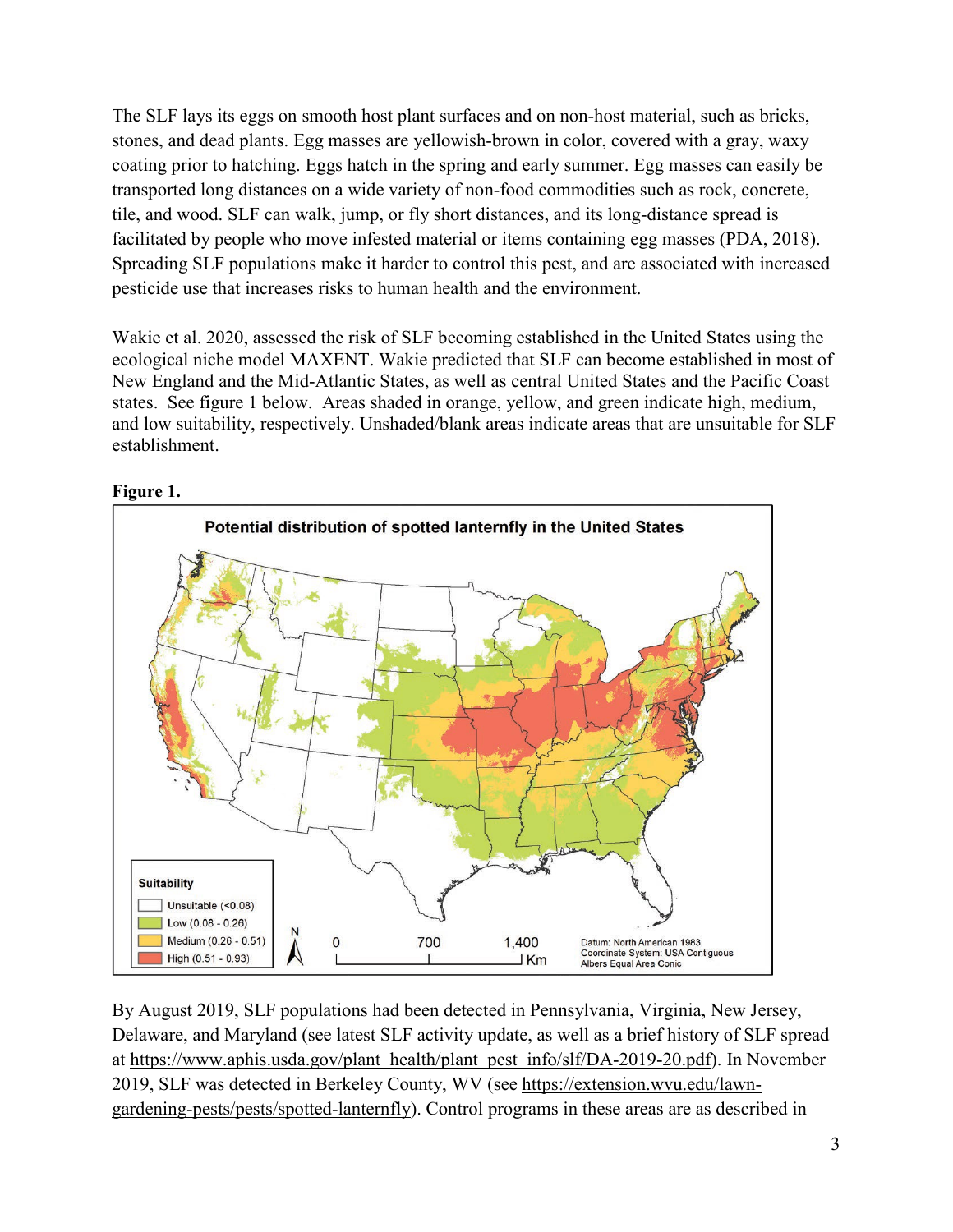The SLF lays its eggs on smooth host plant surfaces and on non-host material, such as bricks, stones, and dead plants. Egg masses are yellowish-brown in color, covered with a gray, waxy coating prior to hatching. Eggs hatch in the spring and early summer. Egg masses can easily be transported long distances on a wide variety of non-food commodities such as rock, concrete, tile, and wood. SLF can walk, jump, or fly short distances, and its long-distance spread is facilitated by people who move infested material or items containing egg masses (PDA, 2018). Spreading SLF populations make it harder to control this pest, and are associated with increased pesticide use that increases risks to human health and the environment.

Wakie et al. 2020, assessed the risk of SLF becoming established in the United States using the ecological niche model MAXENT. Wakie predicted that SLF can become established in most of New England and the Mid-Atlantic States, as well as central United States and the Pacific Coast states. See figure 1 below. Areas shaded in orange, yellow, and green indicate high, medium, and low suitability, respectively. Unshaded/blank areas indicate areas that are unsuitable for SLF establishment.

**Figure 1.**

Potential distribution of spotted lanternfly in the United States

Suitability
- Unsuitable (<0.08)
- Low (0.08 - 0.26)
- Medium (0.26 - 0.51)
- High (0.51 - 0.93)

0 700 1,400 Km

Datum: North American 1983
Coordinate System: USA Contiguous Albers Equal Area Conic

By August 2019, SLF populations had been detected in Pennsylvania, Virginia, New Jersey, Delaware, and Maryland (see latest SLF activity update, as well as a brief history of SLF spread at https://www.aphis.usda.gov/plant_health/plant_pest_info/slf/DA-2019-20.pdf). In November 2019, SLF was detected in Berkeley County, WV (see https://extension.wvu.edu/lawn-gardening-pests/pests/spotted-lanternfly). Control programs in these areas are as described in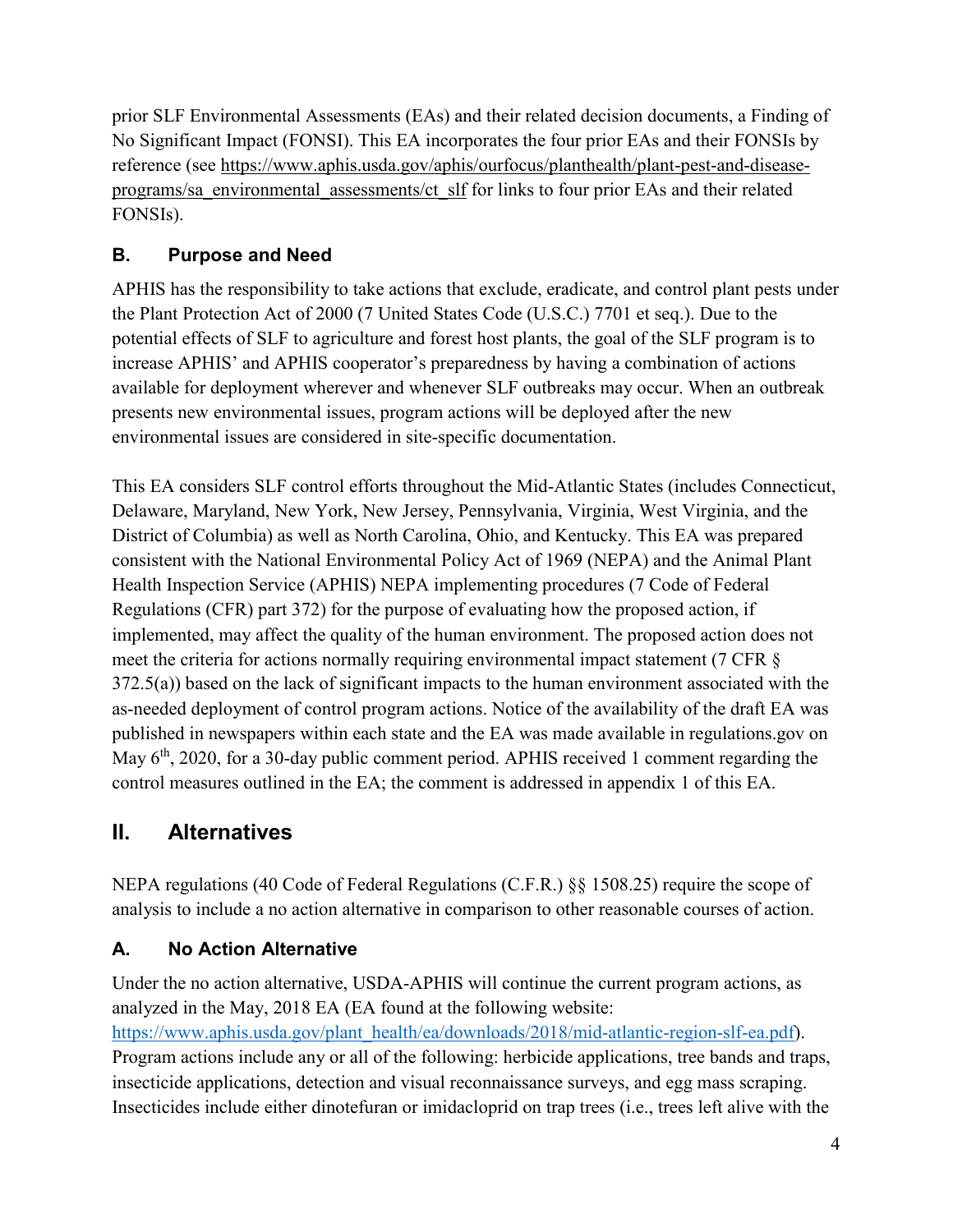prior SLF Environmental Assessments (EAs) and their related decision documents, a Finding of No Significant Impact (FONSI). This EA incorporates the four prior EAs and their FONSIs by reference (see https://www.aphis.usda.gov/aphis/ourfocus/planthealth/plant-pest-and-disease-programs/sa_environmental_assessments/ct_slf for links to four prior EAs and their related FONSIs).

### B. Purpose and Need

APHIS has the responsibility to take actions that exclude, eradicate, and control plant pests under the Plant Protection Act of 2000 (7 United States Code (U.S.C.) 7701 et seq.). Due to the potential effects of SLF to agriculture and forest host plants, the goal of the SLF program is to increase APHIS' and APHIS cooperator's preparedness by having a combination of actions available for deployment wherever and whenever SLF outbreaks may occur. When an outbreak presents new environmental issues, program actions will be deployed after the new environmental issues are considered in site-specific documentation.

This EA considers SLF control efforts throughout the Mid-Atlantic States (includes Connecticut, Delaware, Maryland, New York, New Jersey, Pennsylvania, Virginia, West Virginia, and the District of Columbia) as well as North Carolina, Ohio, and Kentucky. This EA was prepared consistent with the National Environmental Policy Act of 1969 (NEPA) and the Animal Plant Health Inspection Service (APHIS) NEPA implementing procedures (7 Code of Federal Regulations (CFR) part 372) for the purpose of evaluating how the proposed action, if implemented, may affect the quality of the human environment. The proposed action does not meet the criteria for actions normally requiring environmental impact statement (7 CFR § 372.5(a)) based on the lack of significant impacts to the human environment associated with the as-needed deployment of control program actions. Notice of the availability of the draft EA was published in newspapers within each state and the EA was made available in regulations.gov on May 6th, 2020, for a 30-day public comment period. APHIS received 1 comment regarding the control measures outlined in the EA; the comment is addressed in appendix 1 of this EA.

## II. Alternatives

NEPA regulations (40 Code of Federal Regulations (C.F.R.) §§ 1508.25) require the scope of analysis to include a no action alternative in comparison to other reasonable courses of action.

### A. No Action Alternative

Under the no action alternative, USDA-APHIS will continue the current program actions, as analyzed in the May, 2018 EA (EA found at the following website: https://www.aphis.usda.gov/plant_health/ea/downloads/2018/mid-atlantic-region-slf-ea.pdf). Program actions include any or all of the following: herbicide applications, tree bands and traps, insecticide applications, detection and visual reconnaissance surveys, and egg mass scraping. Insecticides include either dinotefuran or imidacloprid on trap trees (i.e., trees left alive with the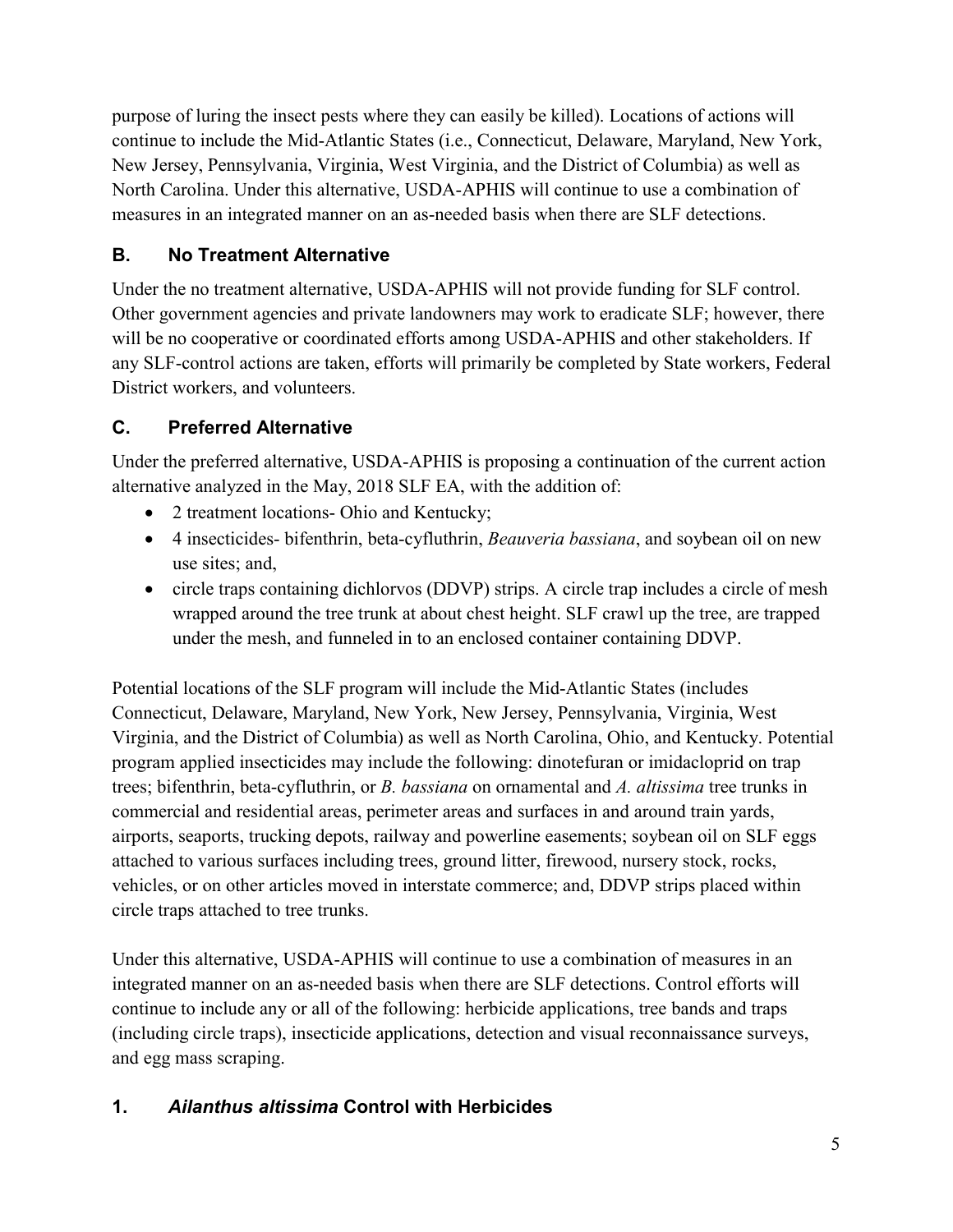purpose of luring the insect pests where they can easily be killed). Locations of actions will continue to include the Mid-Atlantic States (i.e., Connecticut, Delaware, Maryland, New York, New Jersey, Pennsylvania, Virginia, West Virginia, and the District of Columbia) as well as North Carolina. Under this alternative, USDA-APHIS will continue to use a combination of measures in an integrated manner on an as-needed basis when there are SLF detections.

## B. No Treatment Alternative

Under the no treatment alternative, USDA-APHIS will not provide funding for SLF control. Other government agencies and private landowners may work to eradicate SLF; however, there will be no cooperative or coordinated efforts among USDA-APHIS and other stakeholders. If any SLF-control actions are taken, efforts will primarily be completed by State workers, Federal District workers, and volunteers.

## C. Preferred Alternative

Under the preferred alternative, USDA-APHIS is proposing a continuation of the current action alternative analyzed in the May, 2018 SLF EA, with the addition of:

- 2 treatment locations- Ohio and Kentucky;
- 4 insecticides- bifenthrin, beta-cyfluthrin, *Beauveria bassiana*, and soybean oil on new use sites; and,
- circle traps containing dichlorvos (DDVP) strips. A circle trap includes a circle of mesh wrapped around the tree trunk at about chest height. SLF crawl up the tree, are trapped under the mesh, and funneled in to an enclosed container containing DDVP.

Potential locations of the SLF program will include the Mid-Atlantic States (includes Connecticut, Delaware, Maryland, New York, New Jersey, Pennsylvania, Virginia, West Virginia, and the District of Columbia) as well as North Carolina, Ohio, and Kentucky. Potential program applied insecticides may include the following: dinotefuran or imidacloprid on trap trees; bifenthrin, beta-cyfluthrin, or *B. bassiana* on ornamental and *A. altissima* tree trunks in commercial and residential areas, perimeter areas and surfaces in and around train yards, airports, seaports, trucking depots, railway and powerline easements; soybean oil on SLF eggs attached to various surfaces including trees, ground litter, firewood, nursery stock, rocks, vehicles, or on other articles moved in interstate commerce; and, DDVP strips placed within circle traps attached to tree trunks.

Under this alternative, USDA-APHIS will continue to use a combination of measures in an integrated manner on an as-needed basis when there are SLF detections. Control efforts will continue to include any or all of the following: herbicide applications, tree bands and traps (including circle traps), insecticide applications, detection and visual reconnaissance surveys, and egg mass scraping.

### 1. *Ailanthus altissima* Control with Herbicides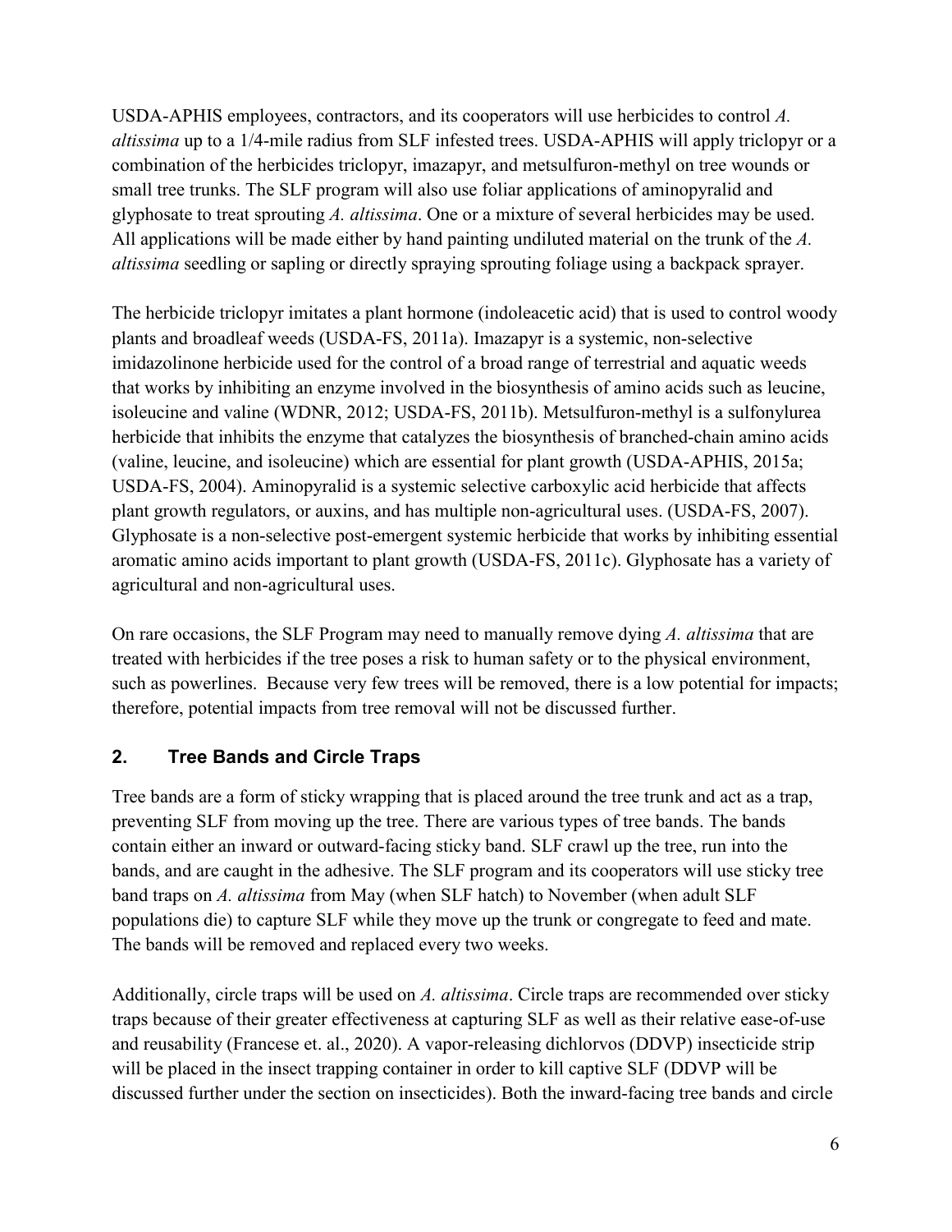USDA-APHIS employees, contractors, and its cooperators will use herbicides to control *A. altissima* up to a 1/4-mile radius from SLF infested trees. USDA-APHIS will apply triclopyr or a combination of the herbicides triclopyr, imazapyr, and metsulfuron-methyl on tree wounds or small tree trunks. The SLF program will also use foliar applications of aminopyralid and glyphosate to treat sprouting *A. altissima*. One or a mixture of several herbicides may be used. All applications will be made either by hand painting undiluted material on the trunk of the *A. altissima* seedling or sapling or directly spraying sprouting foliage using a backpack sprayer.

The herbicide triclopyr imitates a plant hormone (indoleacetic acid) that is used to control woody plants and broadleaf weeds (USDA-FS, 2011a). Imazapyr is a systemic, non-selective imidazolinone herbicide used for the control of a broad range of terrestrial and aquatic weeds that works by inhibiting an enzyme involved in the biosynthesis of amino acids such as leucine, isoleucine and valine (WDNR, 2012; USDA-FS, 2011b). Metsulfuron-methyl is a sulfonylurea herbicide that inhibits the enzyme that catalyzes the biosynthesis of branched-chain amino acids (valine, leucine, and isoleucine) which are essential for plant growth (USDA-APHIS, 2015a; USDA-FS, 2004). Aminopyralid is a systemic selective carboxylic acid herbicide that affects plant growth regulators, or auxins, and has multiple non-agricultural uses. (USDA-FS, 2007). Glyphosate is a non-selective post-emergent systemic herbicide that works by inhibiting essential aromatic amino acids important to plant growth (USDA-FS, 2011c). Glyphosate has a variety of agricultural and non-agricultural uses.

On rare occasions, the SLF Program may need to manually remove dying *A. altissima* that are treated with herbicides if the tree poses a risk to human safety or to the physical environment, such as powerlines. Because very few trees will be removed, there is a low potential for impacts; therefore, potential impacts from tree removal will not be discussed further.

## 2. Tree Bands and Circle Traps

Tree bands are a form of sticky wrapping that is placed around the tree trunk and act as a trap, preventing SLF from moving up the tree. There are various types of tree bands. The bands contain either an inward or outward-facing sticky band. SLF crawl up the tree, run into the bands, and are caught in the adhesive. The SLF program and its cooperators will use sticky tree band traps on *A. altissima* from May (when SLF hatch) to November (when adult SLF populations die) to capture SLF while they move up the trunk or congregate to feed and mate. The bands will be removed and replaced every two weeks.

Additionally, circle traps will be used on *A. altissima*. Circle traps are recommended over sticky traps because of their greater effectiveness at capturing SLF as well as their relative ease-of-use and reusability (Francese et. al., 2020). A vapor-releasing dichlorvos (DDVP) insecticide strip will be placed in the insect trapping container in order to kill captive SLF (DDVP will be discussed further under the section on insecticides). Both the inward-facing tree bands and circle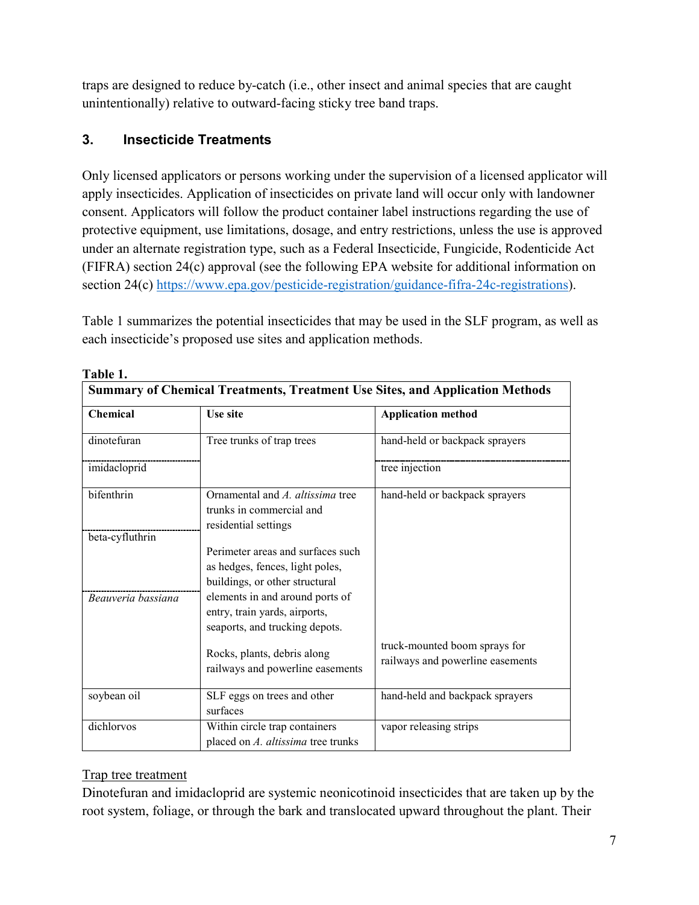traps are designed to reduce by-catch (i.e., other insect and animal species that are caught unintentionally) relative to outward-facing sticky tree band traps.

## 3. Insecticide Treatments

Only licensed applicators or persons working under the supervision of a licensed applicator will apply insecticides. Application of insecticides on private land will occur only with landowner consent. Applicators will follow the product container label instructions regarding the use of protective equipment, use limitations, dosage, and entry restrictions, unless the use is approved under an alternate registration type, such as a Federal Insecticide, Fungicide, Rodenticide Act (FIFRA) section 24(c) approval (see the following EPA website for additional information on section 24(c) https://www.epa.gov/pesticide-registration/guidance-fifra-24c-registrations).

Table 1 summarizes the potential insecticides that may be used in the SLF program, as well as each insecticide's proposed use sites and application methods.

**Table 1.**

**Summary of Chemical Treatments, Treatment Use Sites, and Application Methods**

| Chemical | Use site | Application method |
|---|---|---|
| dinotefuran | Tree trunks of trap trees | hand-held or backpack sprayers |
| imidacloprid | | tree injection |
| bifenthrin<br>beta-cyfluthrin<br>*Beauveria bassiana* | Ornamental and *A. altissima* tree trunks in commercial and residential settings<br><br>Perimeter areas and surfaces such as hedges, fences, light poles, buildings, or other structural elements in and around ports of entry, train yards, airports, seaports, and trucking depots. | hand-held or backpack sprayers |
| | Rocks, plants, debris along railways and powerline easements | truck-mounted boom sprays for railways and powerline easements |
| soybean oil | SLF eggs on trees and other surfaces | hand-held and backpack sprayers |
| dichlorvos | Within circle trap containers placed on *A. altissima* tree trunks | vapor releasing strips |

Trap tree treatment

Dinotefuran and imidacloprid are systemic neonicotinoid insecticides that are taken up by the root system, foliage, or through the bark and translocated upward throughout the plant. Their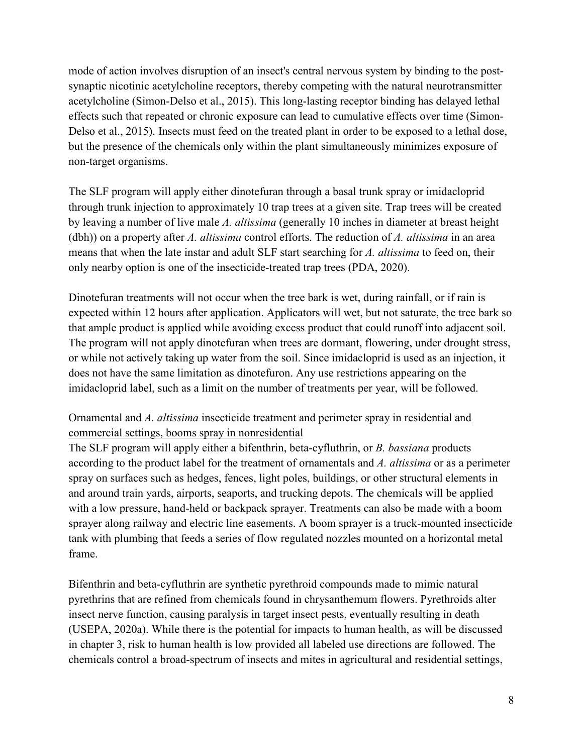mode of action involves disruption of an insect's central nervous system by binding to the post-synaptic nicotinic acetylcholine receptors, thereby competing with the natural neurotransmitter acetylcholine (Simon-Delso et al., 2015). This long-lasting receptor binding has delayed lethal effects such that repeated or chronic exposure can lead to cumulative effects over time (Simon-Delso et al., 2015). Insects must feed on the treated plant in order to be exposed to a lethal dose, but the presence of the chemicals only within the plant simultaneously minimizes exposure of non-target organisms.

The SLF program will apply either dinotefuran through a basal trunk spray or imidacloprid through trunk injection to approximately 10 trap trees at a given site. Trap trees will be created by leaving a number of live male *A. altissima* (generally 10 inches in diameter at breast height (dbh)) on a property after *A. altissima* control efforts. The reduction of *A. altissima* in an area means that when the late instar and adult SLF start searching for *A. altissima* to feed on, their only nearby option is one of the insecticide-treated trap trees (PDA, 2020).

Dinotefuran treatments will not occur when the tree bark is wet, during rainfall, or if rain is expected within 12 hours after application. Applicators will wet, but not saturate, the tree bark so that ample product is applied while avoiding excess product that could runoff into adjacent soil. The program will not apply dinotefuran when trees are dormant, flowering, under drought stress, or while not actively taking up water from the soil. Since imidacloprid is used as an injection, it does not have the same limitation as dinotefuron. Any use restrictions appearing on the imidacloprid label, such as a limit on the number of treatments per year, will be followed.

Ornamental and *A. altissima* insecticide treatment and perimeter spray in residential and commercial settings, booms spray in nonresidential

The SLF program will apply either a bifenthrin, beta-cyfluthrin, or *B. bassiana* products according to the product label for the treatment of ornamentals and *A. altissima* or as a perimeter spray on surfaces such as hedges, fences, light poles, buildings, or other structural elements in and around train yards, airports, seaports, and trucking depots. The chemicals will be applied with a low pressure, hand-held or backpack sprayer. Treatments can also be made with a boom sprayer along railway and electric line easements. A boom sprayer is a truck-mounted insecticide tank with plumbing that feeds a series of flow regulated nozzles mounted on a horizontal metal frame.

Bifenthrin and beta-cyfluthrin are synthetic pyrethroid compounds made to mimic natural pyrethrins that are refined from chemicals found in chrysanthemum flowers. Pyrethroids alter insect nerve function, causing paralysis in target insect pests, eventually resulting in death (USEPA, 2020a). While there is the potential for impacts to human health, as will be discussed in chapter 3, risk to human health is low provided all labeled use directions are followed. The chemicals control a broad-spectrum of insects and mites in agricultural and residential settings,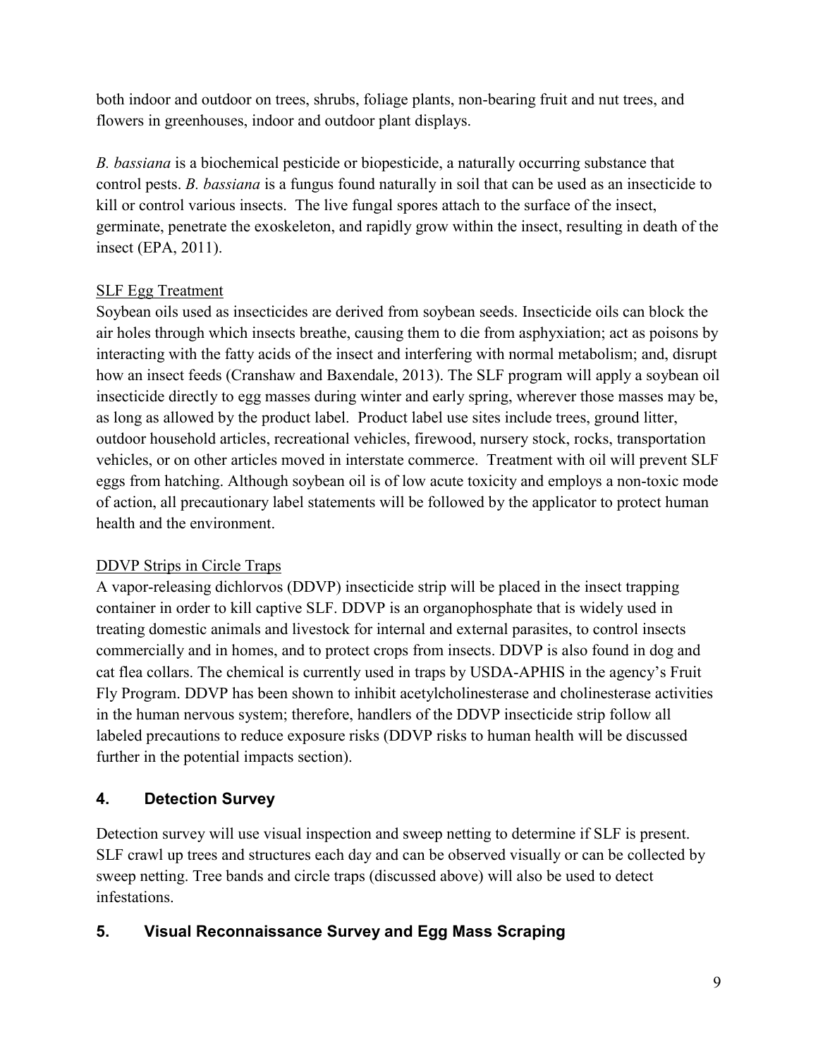both indoor and outdoor on trees, shrubs, foliage plants, non-bearing fruit and nut trees, and flowers in greenhouses, indoor and outdoor plant displays.

*B. bassiana* is a biochemical pesticide or biopesticide, a naturally occurring substance that control pests. *B. bassiana* is a fungus found naturally in soil that can be used as an insecticide to kill or control various insects. The live fungal spores attach to the surface of the insect, germinate, penetrate the exoskeleton, and rapidly grow within the insect, resulting in death of the insect (EPA, 2011).

SLF Egg Treatment

Soybean oils used as insecticides are derived from soybean seeds. Insecticide oils can block the air holes through which insects breathe, causing them to die from asphyxiation; act as poisons by interacting with the fatty acids of the insect and interfering with normal metabolism; and, disrupt how an insect feeds (Cranshaw and Baxendale, 2013). The SLF program will apply a soybean oil insecticide directly to egg masses during winter and early spring, wherever those masses may be, as long as allowed by the product label. Product label use sites include trees, ground litter, outdoor household articles, recreational vehicles, firewood, nursery stock, rocks, transportation vehicles, or on other articles moved in interstate commerce. Treatment with oil will prevent SLF eggs from hatching. Although soybean oil is of low acute toxicity and employs a non-toxic mode of action, all precautionary label statements will be followed by the applicator to protect human health and the environment.

DDVP Strips in Circle Traps

A vapor-releasing dichlorvos (DDVP) insecticide strip will be placed in the insect trapping container in order to kill captive SLF. DDVP is an organophosphate that is widely used in treating domestic animals and livestock for internal and external parasites, to control insects commercially and in homes, and to protect crops from insects. DDVP is also found in dog and cat flea collars. The chemical is currently used in traps by USDA-APHIS in the agency's Fruit Fly Program. DDVP has been shown to inhibit acetylcholinesterase and cholinesterase activities in the human nervous system; therefore, handlers of the DDVP insecticide strip follow all labeled precautions to reduce exposure risks (DDVP risks to human health will be discussed further in the potential impacts section).

## 4. Detection Survey

Detection survey will use visual inspection and sweep netting to determine if SLF is present. SLF crawl up trees and structures each day and can be observed visually or can be collected by sweep netting. Tree bands and circle traps (discussed above) will also be used to detect infestations.

## 5. Visual Reconnaissance Survey and Egg Mass Scraping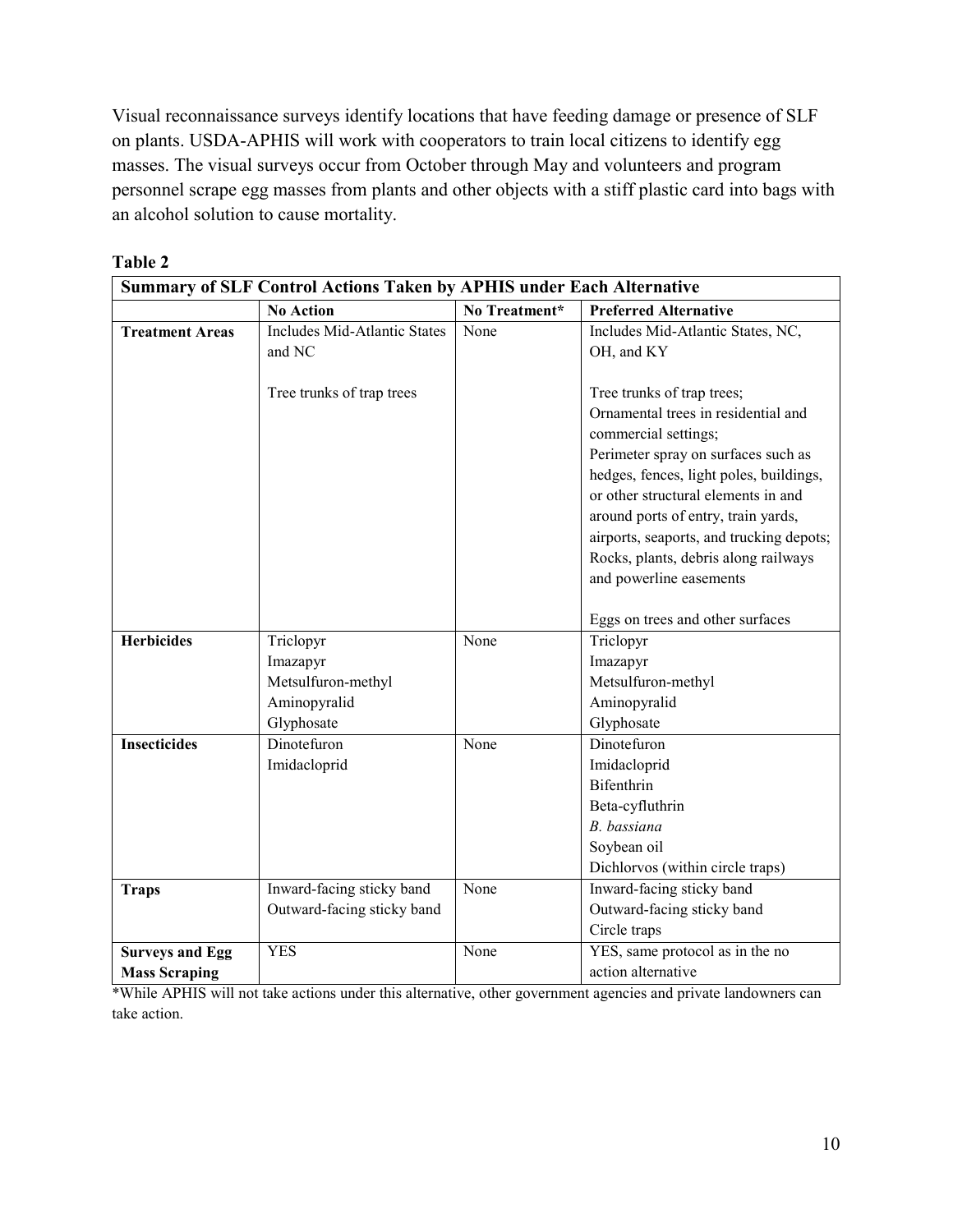Visual reconnaissance surveys identify locations that have feeding damage or presence of SLF on plants. USDA-APHIS will work with cooperators to train local citizens to identify egg masses. The visual surveys occur from October through May and volunteers and program personnel scrape egg masses from plants and other objects with a stiff plastic card into bags with an alcohol solution to cause mortality.

**Table 2**

| **Summary of SLF Control Actions Taken by APHIS under Each Alternative** | | | |
|---|---|---|---|
| | **No Action** | **No Treatment*** | **Preferred Alternative** |
| **Treatment Areas** | Includes Mid-Atlantic States and NC<br><br>Tree trunks of trap trees | None | Includes Mid-Atlantic States, NC, OH, and KY<br><br>Tree trunks of trap trees;<br>Ornamental trees in residential and commercial settings;<br>Perimeter spray on surfaces such as hedges, fences, light poles, buildings, or other structural elements in and around ports of entry, train yards, airports, seaports, and trucking depots;<br>Rocks, plants, debris along railways and powerline easements<br><br>Eggs on trees and other surfaces |
| **Herbicides** | Triclopyr<br>Imazapyr<br>Metsulfuron-methyl<br>Aminopyralid<br>Glyphosate | None | Triclopyr<br>Imazapyr<br>Metsulfuron-methyl<br>Aminopyralid<br>Glyphosate |
| **Insecticides** | Dinotefuron<br>Imidacloprid | None | Dinotefuron<br>Imidacloprid<br>Bifenthrin<br>Beta-cyfluthrin<br>*B. bassiana*<br>Soybean oil<br>Dichlorvos (within circle traps) |
| **Traps** | Inward-facing sticky band<br>Outward-facing sticky band | None | Inward-facing sticky band<br>Outward-facing sticky band<br>Circle traps |
| **Surveys and Egg Mass Scraping** | YES | None | YES, same protocol as in the no action alternative |

*While APHIS will not take actions under this alternative, other government agencies and private landowners can take action.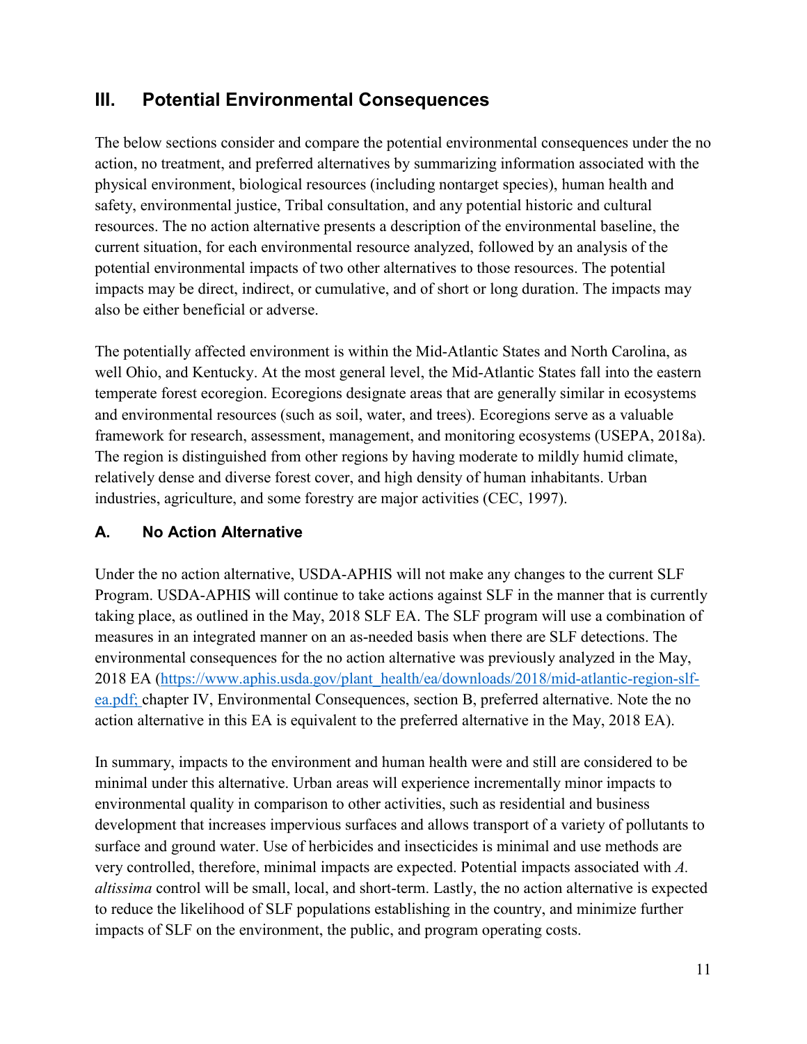## III. Potential Environmental Consequences

The below sections consider and compare the potential environmental consequences under the no action, no treatment, and preferred alternatives by summarizing information associated with the physical environment, biological resources (including nontarget species), human health and safety, environmental justice, Tribal consultation, and any potential historic and cultural resources. The no action alternative presents a description of the environmental baseline, the current situation, for each environmental resource analyzed, followed by an analysis of the potential environmental impacts of two other alternatives to those resources. The potential impacts may be direct, indirect, or cumulative, and of short or long duration. The impacts may also be either beneficial or adverse.

The potentially affected environment is within the Mid-Atlantic States and North Carolina, as well Ohio, and Kentucky. At the most general level, the Mid-Atlantic States fall into the eastern temperate forest ecoregion. Ecoregions designate areas that are generally similar in ecosystems and environmental resources (such as soil, water, and trees). Ecoregions serve as a valuable framework for research, assessment, management, and monitoring ecosystems (USEPA, 2018a). The region is distinguished from other regions by having moderate to mildly humid climate, relatively dense and diverse forest cover, and high density of human inhabitants. Urban industries, agriculture, and some forestry are major activities (CEC, 1997).

### A. No Action Alternative

Under the no action alternative, USDA-APHIS will not make any changes to the current SLF Program. USDA-APHIS will continue to take actions against SLF in the manner that is currently taking place, as outlined in the May, 2018 SLF EA. The SLF program will use a combination of measures in an integrated manner on an as-needed basis when there are SLF detections. The environmental consequences for the no action alternative was previously analyzed in the May, 2018 EA (https://www.aphis.usda.gov/plant_health/ea/downloads/2018/mid-atlantic-region-slf-ea.pdf; chapter IV, Environmental Consequences, section B, preferred alternative. Note the no action alternative in this EA is equivalent to the preferred alternative in the May, 2018 EA).

In summary, impacts to the environment and human health were and still are considered to be minimal under this alternative. Urban areas will experience incrementally minor impacts to environmental quality in comparison to other activities, such as residential and business development that increases impervious surfaces and allows transport of a variety of pollutants to surface and ground water. Use of herbicides and insecticides is minimal and use methods are very controlled, therefore, minimal impacts are expected. Potential impacts associated with *A. altissima* control will be small, local, and short-term. Lastly, the no action alternative is expected to reduce the likelihood of SLF populations establishing in the country, and minimize further impacts of SLF on the environment, the public, and program operating costs.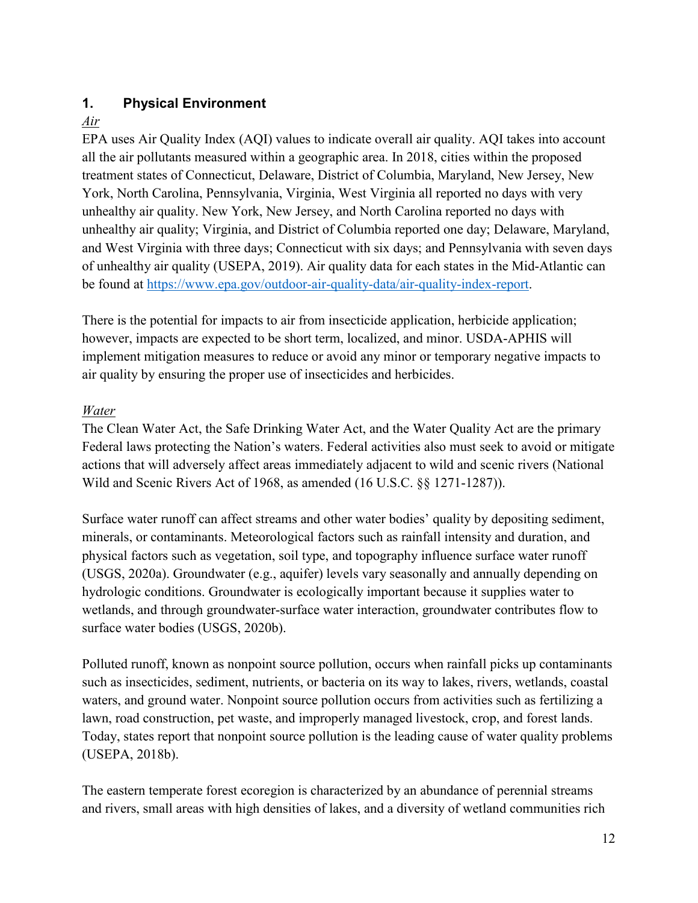## 1. Physical Environment

*Air*

EPA uses Air Quality Index (AQI) values to indicate overall air quality. AQI takes into account all the air pollutants measured within a geographic area. In 2018, cities within the proposed treatment states of Connecticut, Delaware, District of Columbia, Maryland, New Jersey, New York, North Carolina, Pennsylvania, Virginia, West Virginia all reported no days with very unhealthy air quality. New York, New Jersey, and North Carolina reported no days with unhealthy air quality; Virginia, and District of Columbia reported one day; Delaware, Maryland, and West Virginia with three days; Connecticut with six days; and Pennsylvania with seven days of unhealthy air quality (USEPA, 2019). Air quality data for each states in the Mid-Atlantic can be found at https://www.epa.gov/outdoor-air-quality-data/air-quality-index-report.

There is the potential for impacts to air from insecticide application, herbicide application; however, impacts are expected to be short term, localized, and minor. USDA-APHIS will implement mitigation measures to reduce or avoid any minor or temporary negative impacts to air quality by ensuring the proper use of insecticides and herbicides.

*Water*

The Clean Water Act, the Safe Drinking Water Act, and the Water Quality Act are the primary Federal laws protecting the Nation's waters. Federal activities also must seek to avoid or mitigate actions that will adversely affect areas immediately adjacent to wild and scenic rivers (National Wild and Scenic Rivers Act of 1968, as amended (16 U.S.C. §§ 1271-1287)).

Surface water runoff can affect streams and other water bodies' quality by depositing sediment, minerals, or contaminants. Meteorological factors such as rainfall intensity and duration, and physical factors such as vegetation, soil type, and topography influence surface water runoff (USGS, 2020a). Groundwater (e.g., aquifer) levels vary seasonally and annually depending on hydrologic conditions. Groundwater is ecologically important because it supplies water to wetlands, and through groundwater-surface water interaction, groundwater contributes flow to surface water bodies (USGS, 2020b).

Polluted runoff, known as nonpoint source pollution, occurs when rainfall picks up contaminants such as insecticides, sediment, nutrients, or bacteria on its way to lakes, rivers, wetlands, coastal waters, and ground water. Nonpoint source pollution occurs from activities such as fertilizing a lawn, road construction, pet waste, and improperly managed livestock, crop, and forest lands. Today, states report that nonpoint source pollution is the leading cause of water quality problems (USEPA, 2018b).

The eastern temperate forest ecoregion is characterized by an abundance of perennial streams and rivers, small areas with high densities of lakes, and a diversity of wetland communities rich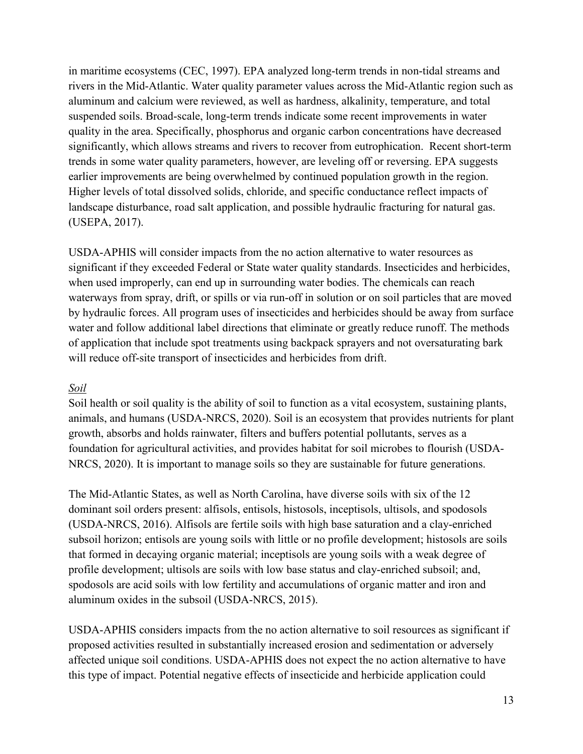in maritime ecosystems (CEC, 1997). EPA analyzed long-term trends in non-tidal streams and rivers in the Mid-Atlantic. Water quality parameter values across the Mid-Atlantic region such as aluminum and calcium were reviewed, as well as hardness, alkalinity, temperature, and total suspended soils. Broad-scale, long-term trends indicate some recent improvements in water quality in the area. Specifically, phosphorus and organic carbon concentrations have decreased significantly, which allows streams and rivers to recover from eutrophication. Recent short-term trends in some water quality parameters, however, are leveling off or reversing. EPA suggests earlier improvements are being overwhelmed by continued population growth in the region. Higher levels of total dissolved solids, chloride, and specific conductance reflect impacts of landscape disturbance, road salt application, and possible hydraulic fracturing for natural gas. (USEPA, 2017).

USDA-APHIS will consider impacts from the no action alternative to water resources as significant if they exceeded Federal or State water quality standards. Insecticides and herbicides, when used improperly, can end up in surrounding water bodies. The chemicals can reach waterways from spray, drift, or spills or via run-off in solution or on soil particles that are moved by hydraulic forces. All program uses of insecticides and herbicides should be away from surface water and follow additional label directions that eliminate or greatly reduce runoff. The methods of application that include spot treatments using backpack sprayers and not oversaturating bark will reduce off-site transport of insecticides and herbicides from drift.

*Soil*

Soil health or soil quality is the ability of soil to function as a vital ecosystem, sustaining plants, animals, and humans (USDA-NRCS, 2020). Soil is an ecosystem that provides nutrients for plant growth, absorbs and holds rainwater, filters and buffers potential pollutants, serves as a foundation for agricultural activities, and provides habitat for soil microbes to flourish (USDA-NRCS, 2020). It is important to manage soils so they are sustainable for future generations.

The Mid-Atlantic States, as well as North Carolina, have diverse soils with six of the 12 dominant soil orders present: alfisols, entisols, histosols, inceptisols, ultisols, and spodosols (USDA-NRCS, 2016). Alfisols are fertile soils with high base saturation and a clay-enriched subsoil horizon; entisols are young soils with little or no profile development; histosols are soils that formed in decaying organic material; inceptisols are young soils with a weak degree of profile development; ultisols are soils with low base status and clay-enriched subsoil; and, spodosols are acid soils with low fertility and accumulations of organic matter and iron and aluminum oxides in the subsoil (USDA-NRCS, 2015).

USDA-APHIS considers impacts from the no action alternative to soil resources as significant if proposed activities resulted in substantially increased erosion and sedimentation or adversely affected unique soil conditions. USDA-APHIS does not expect the no action alternative to have this type of impact. Potential negative effects of insecticide and herbicide application could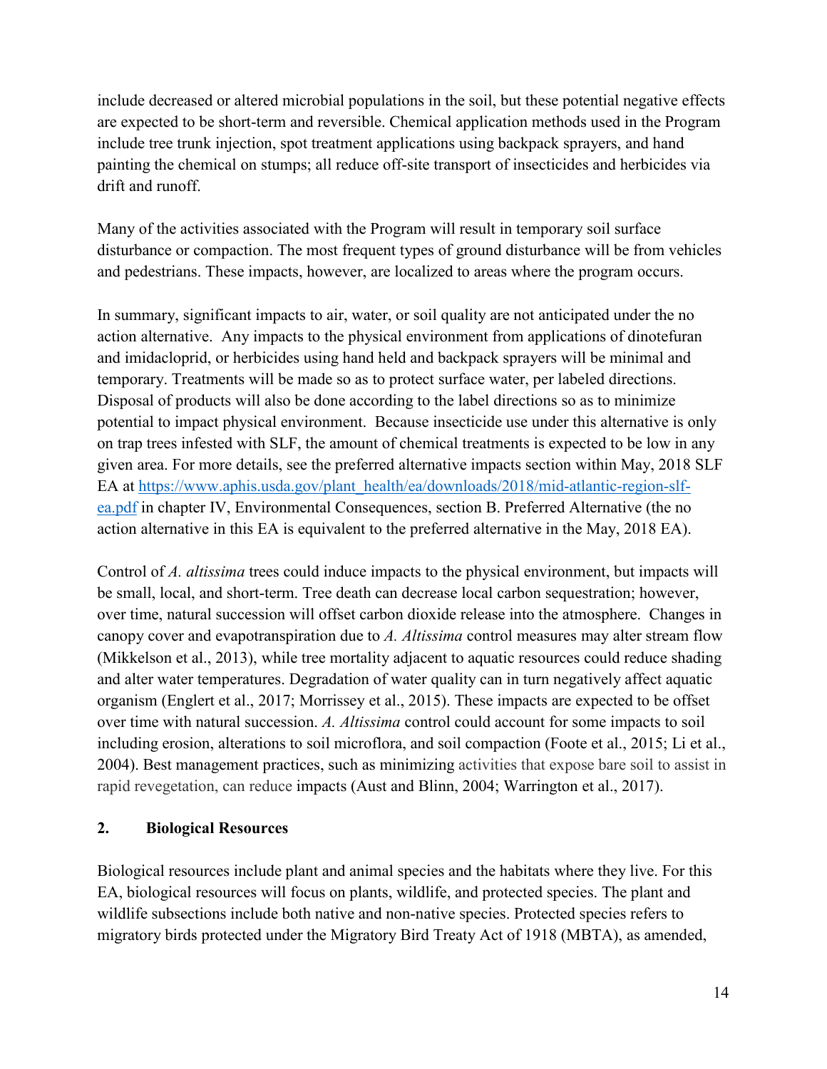include decreased or altered microbial populations in the soil, but these potential negative effects are expected to be short-term and reversible. Chemical application methods used in the Program include tree trunk injection, spot treatment applications using backpack sprayers, and hand painting the chemical on stumps; all reduce off-site transport of insecticides and herbicides via drift and runoff.

Many of the activities associated with the Program will result in temporary soil surface disturbance or compaction. The most frequent types of ground disturbance will be from vehicles and pedestrians. These impacts, however, are localized to areas where the program occurs.

In summary, significant impacts to air, water, or soil quality are not anticipated under the no action alternative. Any impacts to the physical environment from applications of dinotefuran and imidacloprid, or herbicides using hand held and backpack sprayers will be minimal and temporary. Treatments will be made so as to protect surface water, per labeled directions. Disposal of products will also be done according to the label directions so as to minimize potential to impact physical environment. Because insecticide use under this alternative is only on trap trees infested with SLF, the amount of chemical treatments is expected to be low in any given area. For more details, see the preferred alternative impacts section within May, 2018 SLF EA at [https://www.aphis.usda.gov/plant_health/ea/downloads/2018/mid-atlantic-region-slf-ea.pdf](https://www.aphis.usda.gov/plant_health/ea/downloads/2018/mid-atlantic-region-slf-ea.pdf) in chapter IV, Environmental Consequences, section B. Preferred Alternative (the no action alternative in this EA is equivalent to the preferred alternative in the May, 2018 EA).

Control of *A. altissima* trees could induce impacts to the physical environment, but impacts will be small, local, and short-term. Tree death can decrease local carbon sequestration; however, over time, natural succession will offset carbon dioxide release into the atmosphere. Changes in canopy cover and evapotranspiration due to *A. Altissima* control measures may alter stream flow (Mikkelson et al., 2013), while tree mortality adjacent to aquatic resources could reduce shading and alter water temperatures. Degradation of water quality can in turn negatively affect aquatic organism (Englert et al., 2017; Morrissey et al., 2015). These impacts are expected to be offset over time with natural succession. *A. Altissima* control could account for some impacts to soil including erosion, alterations to soil microflora, and soil compaction (Foote et al., 2015; Li et al., 2004). Best management practices, such as minimizing activities that expose bare soil to assist in rapid revegetation, can reduce impacts (Aust and Blinn, 2004; Warrington et al., 2017).

### 2. Biological Resources

Biological resources include plant and animal species and the habitats where they live. For this EA, biological resources will focus on plants, wildlife, and protected species. The plant and wildlife subsections include both native and non-native species. Protected species refers to migratory birds protected under the Migratory Bird Treaty Act of 1918 (MBTA), as amended,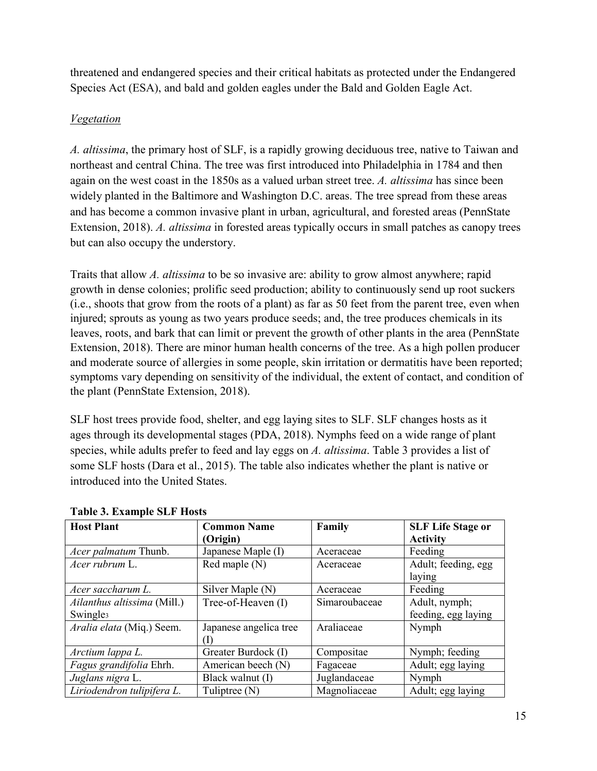threatened and endangered species and their critical habitats as protected under the Endangered Species Act (ESA), and bald and golden eagles under the Bald and Golden Eagle Act.

*Vegetation*

*A. altissima*, the primary host of SLF, is a rapidly growing deciduous tree, native to Taiwan and northeast and central China. The tree was first introduced into Philadelphia in 1784 and then again on the west coast in the 1850s as a valued urban street tree. *A. altissima* has since been widely planted in the Baltimore and Washington D.C. areas. The tree spread from these areas and has become a common invasive plant in urban, agricultural, and forested areas (PennState Extension, 2018). *A. altissima* in forested areas typically occurs in small patches as canopy trees but can also occupy the understory.

Traits that allow *A. altissima* to be so invasive are: ability to grow almost anywhere; rapid growth in dense colonies; prolific seed production; ability to continuously send up root suckers (i.e., shoots that grow from the roots of a plant) as far as 50 feet from the parent tree, even when injured; sprouts as young as two years produce seeds; and, the tree produces chemicals in its leaves, roots, and bark that can limit or prevent the growth of other plants in the area (PennState Extension, 2018). There are minor human health concerns of the tree. As a high pollen producer and moderate source of allergies in some people, skin irritation or dermatitis have been reported; symptoms vary depending on sensitivity of the individual, the extent of contact, and condition of the plant (PennState Extension, 2018).

SLF host trees provide food, shelter, and egg laying sites to SLF. SLF changes hosts as it ages through its developmental stages (PDA, 2018). Nymphs feed on a wide range of plant species, while adults prefer to feed and lay eggs on *A. altissima*. Table 3 provides a list of some SLF hosts (Dara et al., 2015). The table also indicates whether the plant is native or introduced into the United States.

**Table 3. Example SLF Hosts**

| Host Plant | Common Name (Origin) | Family | SLF Life Stage or Activity |
|---|---|---|---|
| *Acer palmatum* Thunb. | Japanese Maple (I) | Aceraceae | Feeding |
| *Acer rubrum* L. | Red maple (N) | Aceraceae | Adult; feeding, egg laying |
| *Acer saccharum L.* | Silver Maple (N) | Aceraceae | Feeding |
| *Ailanthus altissima* (Mill.) Swingle[3] | Tree-of-Heaven (I) | Simaroubaceae | Adult, nymph; feeding, egg laying |
| *Aralia elata* (Miq.) Seem. | Japanese angelica tree (I) | Araliaceae | Nymph |
| *Arctium lappa L.* | Greater Burdock (I) | Compositae | Nymph; feeding |
| *Fagus grandifolia* Ehrh. | American beech (N) | Fagaceae | Adult; egg laying |
| *Juglans nigra* L. | Black walnut (I) | Juglandaceae | Nymph |
| *Liriodendron tulipifera L.* | Tuliptree (N) | Magnoliaceae | Adult; egg laying |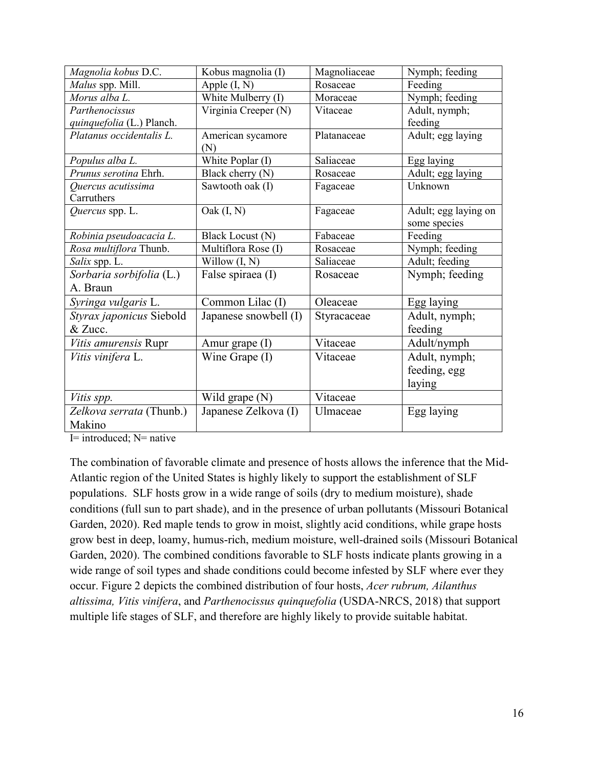| | | | |
|---|---|---|---|
| *Magnolia kobus* D.C. | Kobus magnolia (I) | Magnoliaceae | Nymph; feeding |
| *Malus* spp. Mill. | Apple (I, N) | Rosaceae | Feeding |
| *Morus alba L.* | White Mulberry (I) | Moraceae | Nymph; feeding |
| *Parthenocissus quinquefolia* (L.) Planch. | Virginia Creeper (N) | Vitaceae | Adult, nymph; feeding |
| *Platanus occidentalis L.* | American sycamore (N) | Platanaceae | Adult; egg laying |
| *Populus alba L.* | White Poplar (I) | Saliaceae | Egg laying |
| *Prunus serotina* Ehrh. | Black cherry (N) | Rosaceae | Adult; egg laying |
| *Quercus acutissima* Carruthers | Sawtooth oak (I) | Fagaceae | Unknown |
| *Quercus* spp. L. | Oak (I, N) | Fagaceae | Adult; egg laying on some species |
| *Robinia pseudoacacia L.* | Black Locust (N) | Fabaceae | Feeding |
| *Rosa multiflora* Thunb. | Multiflora Rose (I) | Rosaceae | Nymph; feeding |
| *Salix* spp. L. | Willow (I, N) | Saliaceae | Adult; feeding |
| *Sorbaria sorbifolia* (L.) A. Braun | False spiraea (I) | Rosaceae | Nymph; feeding |
| *Syringa vulgaris* L. | Common Lilac (I) | Oleaceae | Egg laying |
| *Styrax japonicus* Siebold & Zucc. | Japanese snowbell (I) | Styracaceae | Adult, nymph; feeding |
| *Vitis amurensis* Rupr | Amur grape (I) | Vitaceae | Adult/nymph |
| *Vitis vinifera* L. | Wine Grape (I) | Vitaceae | Adult, nymph; feeding, egg laying |
| *Vitis spp.* | Wild grape (N) | Vitaceae | |
| *Zelkova serrata* (Thunb.) Makino | Japanese Zelkova (I) | Ulmaceae | Egg laying |

I= introduced; N= native

The combination of favorable climate and presence of hosts allows the inference that the Mid-Atlantic region of the United States is highly likely to support the establishment of SLF populations. SLF hosts grow in a wide range of soils (dry to medium moisture), shade conditions (full sun to part shade), and in the presence of urban pollutants (Missouri Botanical Garden, 2020). Red maple tends to grow in moist, slightly acid conditions, while grape hosts grow best in deep, loamy, humus-rich, medium moisture, well-drained soils (Missouri Botanical Garden, 2020). The combined conditions favorable to SLF hosts indicate plants growing in a wide range of soil types and shade conditions could become infested by SLF where ever they occur. Figure 2 depicts the combined distribution of four hosts, *Acer rubrum, Ailanthus altissima, Vitis vinifera*, and *Parthenocissus quinquefolia* (USDA-NRCS, 2018) that support multiple life stages of SLF, and therefore are highly likely to provide suitable habitat.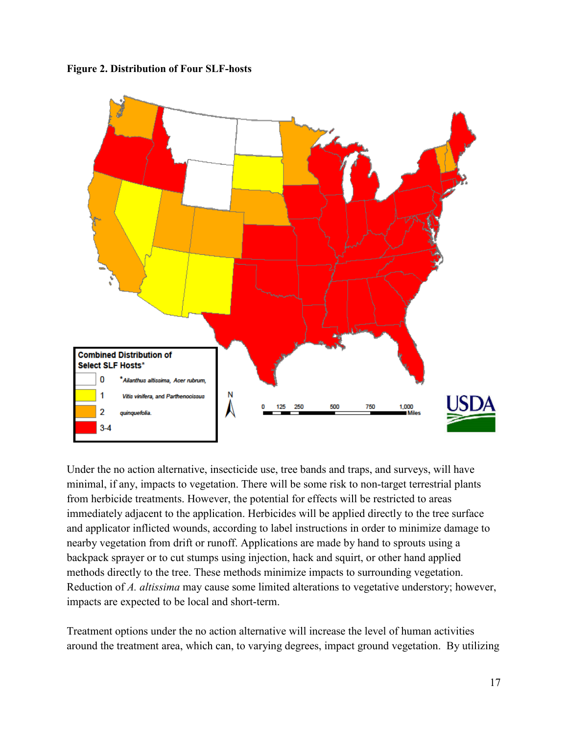**Figure 2. Distribution of Four SLF-hosts**

Under the no action alternative, insecticide use, tree bands and traps, and surveys, will have minimal, if any, impacts to vegetation. There will be some risk to non-target terrestrial plants from herbicide treatments. However, the potential for effects will be restricted to areas immediately adjacent to the application. Herbicides will be applied directly to the tree surface and applicator inflicted wounds, according to label instructions in order to minimize damage to nearby vegetation from drift or runoff. Applications are made by hand to sprouts using a backpack sprayer or to cut stumps using injection, hack and squirt, or other hand applied methods directly to the tree. These methods minimize impacts to surrounding vegetation. Reduction of *A. altissima* may cause some limited alterations to vegetative understory; however, impacts are expected to be local and short-term.

Treatment options under the no action alternative will increase the level of human activities around the treatment area, which can, to varying degrees, impact ground vegetation. By utilizing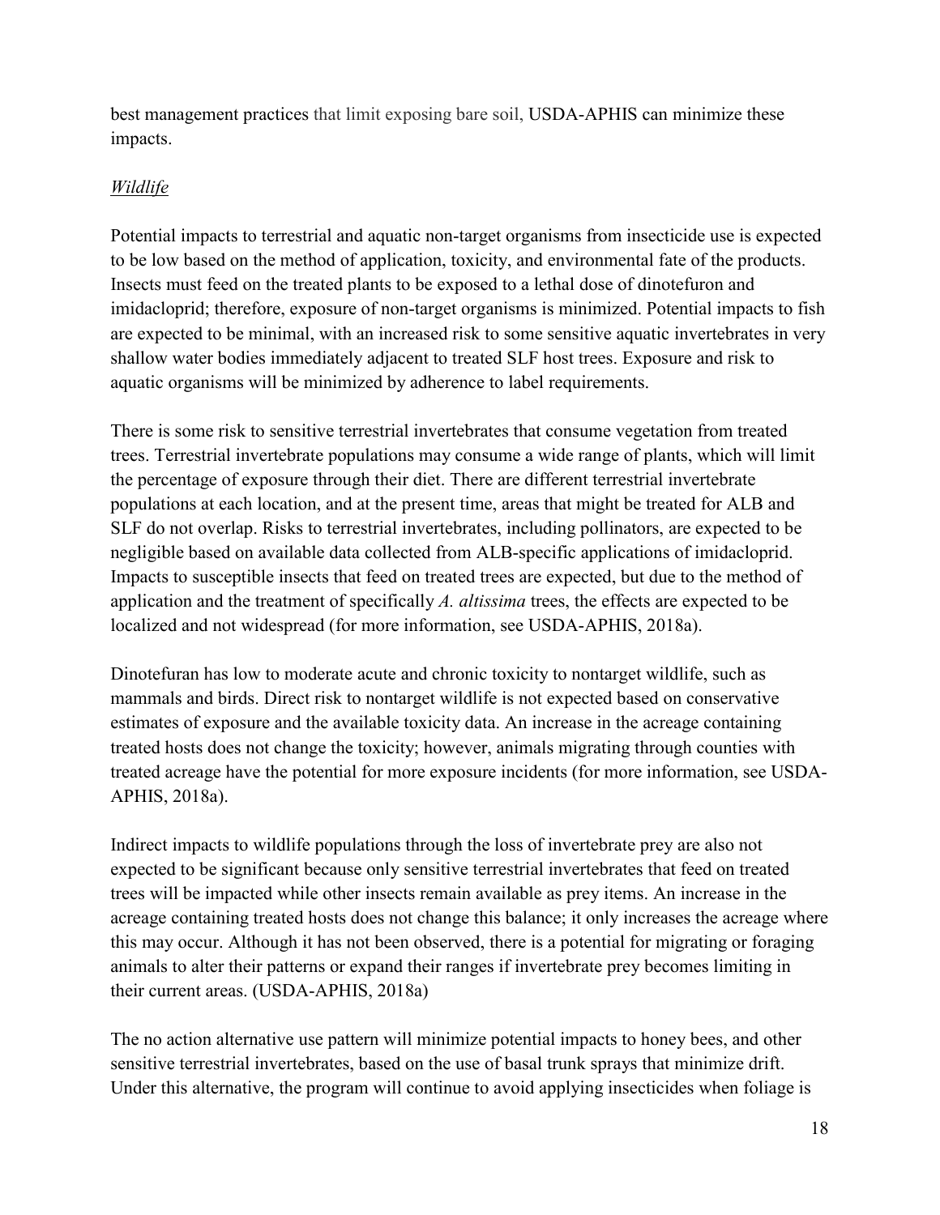best management practices that limit exposing bare soil, USDA-APHIS can minimize these impacts.

*Wildlife*

Potential impacts to terrestrial and aquatic non-target organisms from insecticide use is expected to be low based on the method of application, toxicity, and environmental fate of the products. Insects must feed on the treated plants to be exposed to a lethal dose of dinotefuron and imidacloprid; therefore, exposure of non-target organisms is minimized. Potential impacts to fish are expected to be minimal, with an increased risk to some sensitive aquatic invertebrates in very shallow water bodies immediately adjacent to treated SLF host trees. Exposure and risk to aquatic organisms will be minimized by adherence to label requirements.

There is some risk to sensitive terrestrial invertebrates that consume vegetation from treated trees. Terrestrial invertebrate populations may consume a wide range of plants, which will limit the percentage of exposure through their diet. There are different terrestrial invertebrate populations at each location, and at the present time, areas that might be treated for ALB and SLF do not overlap. Risks to terrestrial invertebrates, including pollinators, are expected to be negligible based on available data collected from ALB-specific applications of imidacloprid. Impacts to susceptible insects that feed on treated trees are expected, but due to the method of application and the treatment of specifically *A. altissima* trees, the effects are expected to be localized and not widespread (for more information, see USDA-APHIS, 2018a).

Dinotefuran has low to moderate acute and chronic toxicity to nontarget wildlife, such as mammals and birds. Direct risk to nontarget wildlife is not expected based on conservative estimates of exposure and the available toxicity data. An increase in the acreage containing treated hosts does not change the toxicity; however, animals migrating through counties with treated acreage have the potential for more exposure incidents (for more information, see USDA-APHIS, 2018a).

Indirect impacts to wildlife populations through the loss of invertebrate prey are also not expected to be significant because only sensitive terrestrial invertebrates that feed on treated trees will be impacted while other insects remain available as prey items. An increase in the acreage containing treated hosts does not change this balance; it only increases the acreage where this may occur. Although it has not been observed, there is a potential for migrating or foraging animals to alter their patterns or expand their ranges if invertebrate prey becomes limiting in their current areas. (USDA-APHIS, 2018a)

The no action alternative use pattern will minimize potential impacts to honey bees, and other sensitive terrestrial invertebrates, based on the use of basal trunk sprays that minimize drift. Under this alternative, the program will continue to avoid applying insecticides when foliage is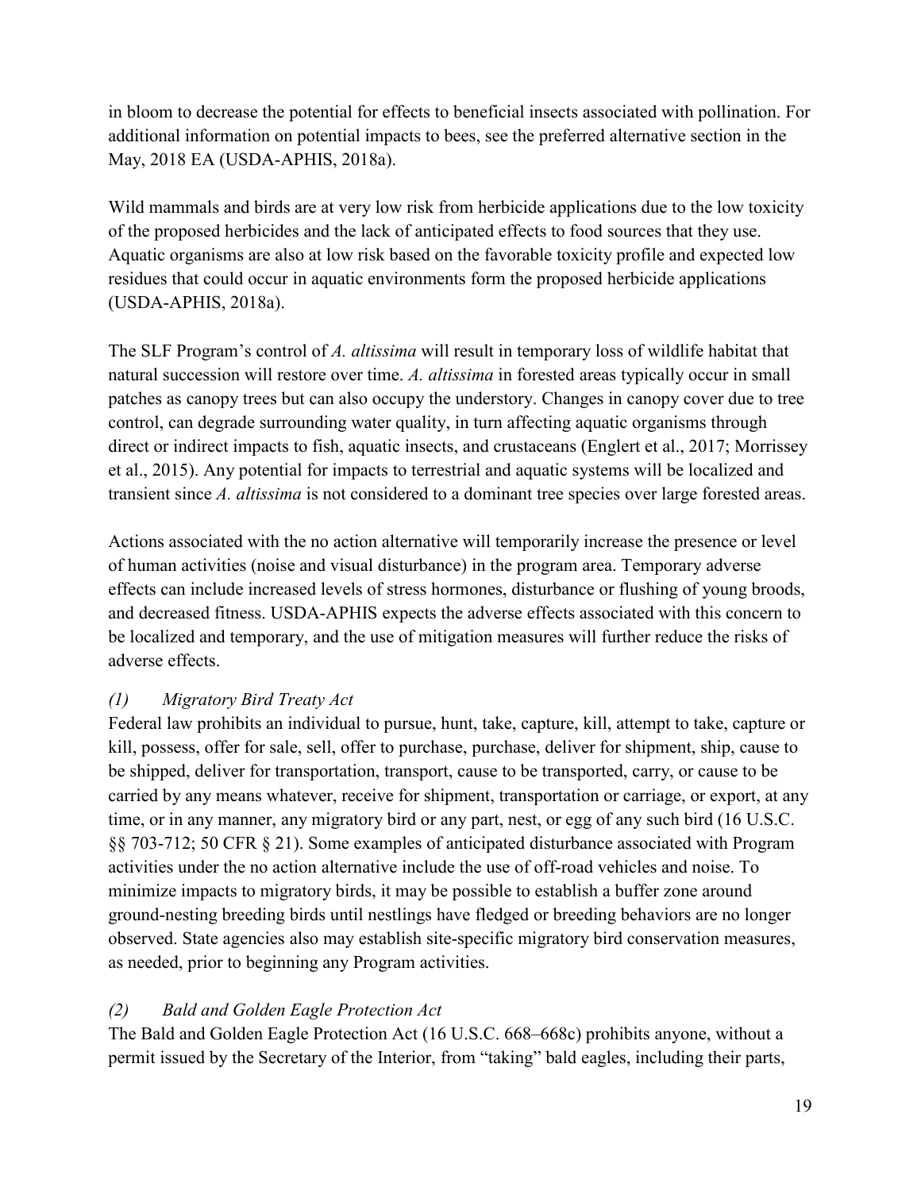in bloom to decrease the potential for effects to beneficial insects associated with pollination. For additional information on potential impacts to bees, see the preferred alternative section in the May, 2018 EA (USDA-APHIS, 2018a).

Wild mammals and birds are at very low risk from herbicide applications due to the low toxicity of the proposed herbicides and the lack of anticipated effects to food sources that they use. Aquatic organisms are also at low risk based on the favorable toxicity profile and expected low residues that could occur in aquatic environments form the proposed herbicide applications (USDA-APHIS, 2018a).

The SLF Program's control of *A. altissima* will result in temporary loss of wildlife habitat that natural succession will restore over time. *A. altissima* in forested areas typically occur in small patches as canopy trees but can also occupy the understory. Changes in canopy cover due to tree control, can degrade surrounding water quality, in turn affecting aquatic organisms through direct or indirect impacts to fish, aquatic insects, and crustaceans (Englert et al., 2017; Morrissey et al., 2015). Any potential for impacts to terrestrial and aquatic systems will be localized and transient since *A. altissima* is not considered to a dominant tree species over large forested areas.

Actions associated with the no action alternative will temporarily increase the presence or level of human activities (noise and visual disturbance) in the program area. Temporary adverse effects can include increased levels of stress hormones, disturbance or flushing of young broods, and decreased fitness. USDA-APHIS expects the adverse effects associated with this concern to be localized and temporary, and the use of mitigation measures will further reduce the risks of adverse effects.

*(1) Migratory Bird Treaty Act*

Federal law prohibits an individual to pursue, hunt, take, capture, kill, attempt to take, capture or kill, possess, offer for sale, sell, offer to purchase, purchase, deliver for shipment, ship, cause to be shipped, deliver for transportation, transport, cause to be transported, carry, or cause to be carried by any means whatever, receive for shipment, transportation or carriage, or export, at any time, or in any manner, any migratory bird or any part, nest, or egg of any such bird (16 U.S.C. §§ 703-712; 50 CFR § 21). Some examples of anticipated disturbance associated with Program activities under the no action alternative include the use of off-road vehicles and noise. To minimize impacts to migratory birds, it may be possible to establish a buffer zone around ground-nesting breeding birds until nestlings have fledged or breeding behaviors are no longer observed. State agencies also may establish site-specific migratory bird conservation measures, as needed, prior to beginning any Program activities.

*(2) Bald and Golden Eagle Protection Act*

The Bald and Golden Eagle Protection Act (16 U.S.C. 668–668c) prohibits anyone, without a permit issued by the Secretary of the Interior, from "taking" bald eagles, including their parts,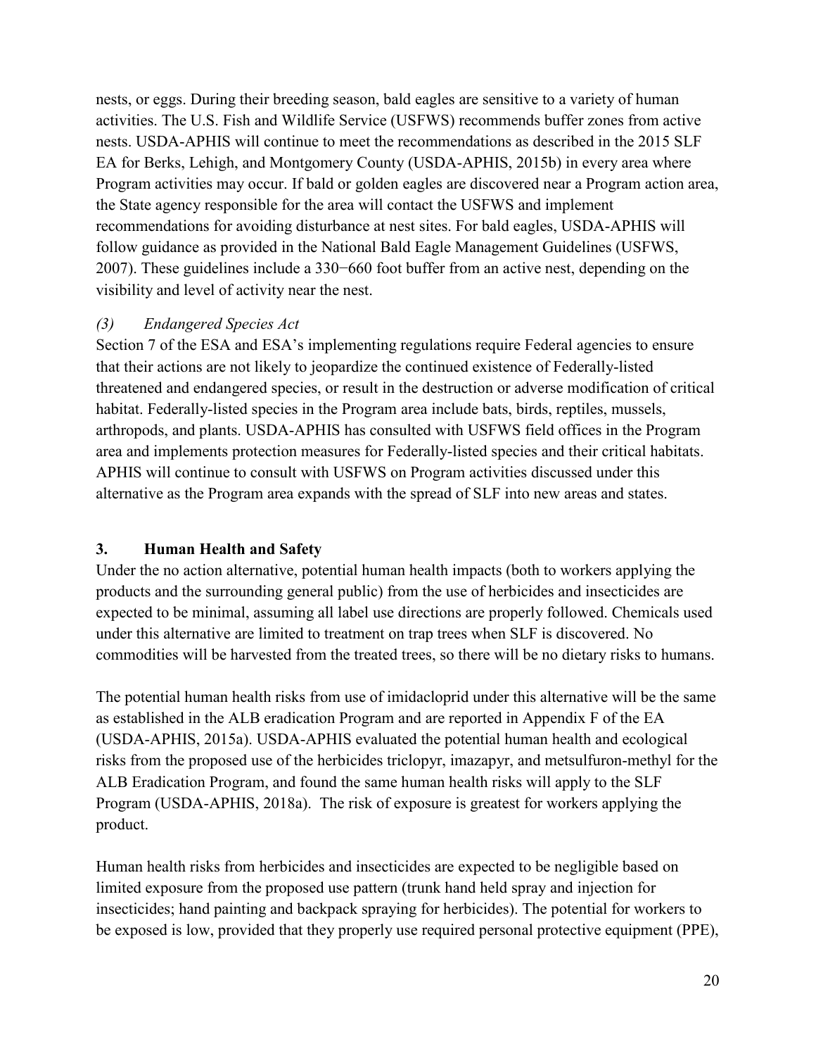nests, or eggs. During their breeding season, bald eagles are sensitive to a variety of human activities. The U.S. Fish and Wildlife Service (USFWS) recommends buffer zones from active nests. USDA-APHIS will continue to meet the recommendations as described in the 2015 SLF EA for Berks, Lehigh, and Montgomery County (USDA-APHIS, 2015b) in every area where Program activities may occur. If bald or golden eagles are discovered near a Program action area, the State agency responsible for the area will contact the USFWS and implement recommendations for avoiding disturbance at nest sites. For bald eagles, USDA-APHIS will follow guidance as provided in the National Bald Eagle Management Guidelines (USFWS, 2007). These guidelines include a 330−660 foot buffer from an active nest, depending on the visibility and level of activity near the nest.

#### *(3) Endangered Species Act*

Section 7 of the ESA and ESA's implementing regulations require Federal agencies to ensure that their actions are not likely to jeopardize the continued existence of Federally-listed threatened and endangered species, or result in the destruction or adverse modification of critical habitat. Federally-listed species in the Program area include bats, birds, reptiles, mussels, arthropods, and plants. USDA-APHIS has consulted with USFWS field offices in the Program area and implements protection measures for Federally-listed species and their critical habitats. APHIS will continue to consult with USFWS on Program activities discussed under this alternative as the Program area expands with the spread of SLF into new areas and states.

### **3. Human Health and Safety**

Under the no action alternative, potential human health impacts (both to workers applying the products and the surrounding general public) from the use of herbicides and insecticides are expected to be minimal, assuming all label use directions are properly followed. Chemicals used under this alternative are limited to treatment on trap trees when SLF is discovered. No commodities will be harvested from the treated trees, so there will be no dietary risks to humans.

The potential human health risks from use of imidacloprid under this alternative will be the same as established in the ALB eradication Program and are reported in Appendix F of the EA (USDA-APHIS, 2015a). USDA-APHIS evaluated the potential human health and ecological risks from the proposed use of the herbicides triclopyr, imazapyr, and metsulfuron-methyl for the ALB Eradication Program, and found the same human health risks will apply to the SLF Program (USDA-APHIS, 2018a). The risk of exposure is greatest for workers applying the product.

Human health risks from herbicides and insecticides are expected to be negligible based on limited exposure from the proposed use pattern (trunk hand held spray and injection for insecticides; hand painting and backpack spraying for herbicides). The potential for workers to be exposed is low, provided that they properly use required personal protective equipment (PPE),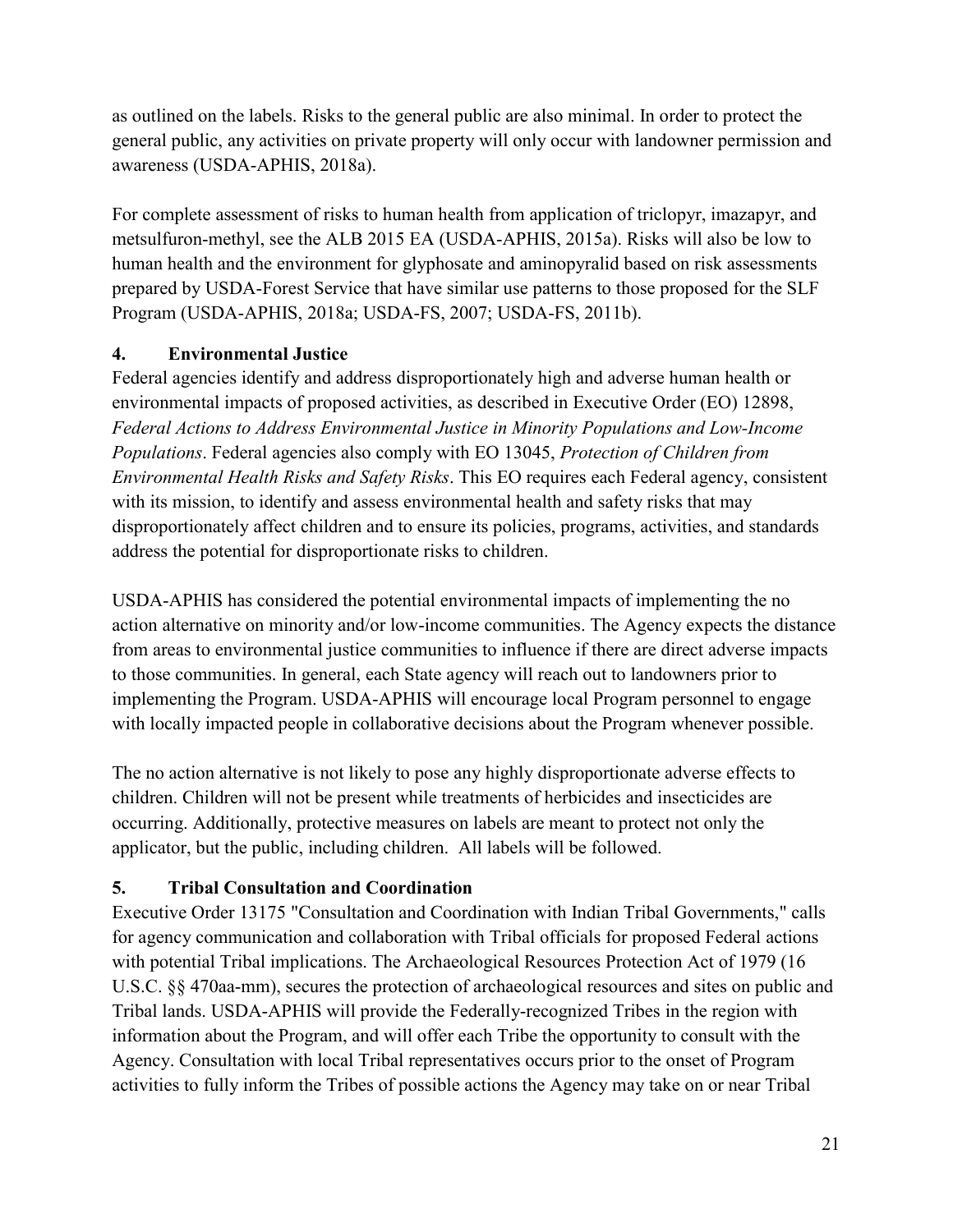as outlined on the labels. Risks to the general public are also minimal. In order to protect the general public, any activities on private property will only occur with landowner permission and awareness (USDA-APHIS, 2018a).

For complete assessment of risks to human health from application of triclopyr, imazapyr, and metsulfuron-methyl, see the ALB 2015 EA (USDA-APHIS, 2015a). Risks will also be low to human health and the environment for glyphosate and aminopyralid based on risk assessments prepared by USDA-Forest Service that have similar use patterns to those proposed for the SLF Program (USDA-APHIS, 2018a; USDA-FS, 2007; USDA-FS, 2011b).

### 4. Environmental Justice

Federal agencies identify and address disproportionately high and adverse human health or environmental impacts of proposed activities, as described in Executive Order (EO) 12898, *Federal Actions to Address Environmental Justice in Minority Populations and Low-Income Populations*. Federal agencies also comply with EO 13045, *Protection of Children from Environmental Health Risks and Safety Risks*. This EO requires each Federal agency, consistent with its mission, to identify and assess environmental health and safety risks that may disproportionately affect children and to ensure its policies, programs, activities, and standards address the potential for disproportionate risks to children.

USDA-APHIS has considered the potential environmental impacts of implementing the no action alternative on minority and/or low-income communities. The Agency expects the distance from areas to environmental justice communities to influence if there are direct adverse impacts to those communities. In general, each State agency will reach out to landowners prior to implementing the Program. USDA-APHIS will encourage local Program personnel to engage with locally impacted people in collaborative decisions about the Program whenever possible.

The no action alternative is not likely to pose any highly disproportionate adverse effects to children. Children will not be present while treatments of herbicides and insecticides are occurring. Additionally, protective measures on labels are meant to protect not only the applicator, but the public, including children. All labels will be followed.

### 5. Tribal Consultation and Coordination

Executive Order 13175 "Consultation and Coordination with Indian Tribal Governments," calls for agency communication and collaboration with Tribal officials for proposed Federal actions with potential Tribal implications. The Archaeological Resources Protection Act of 1979 (16 U.S.C. §§ 470aa-mm), secures the protection of archaeological resources and sites on public and Tribal lands. USDA-APHIS will provide the Federally-recognized Tribes in the region with information about the Program, and will offer each Tribe the opportunity to consult with the Agency. Consultation with local Tribal representatives occurs prior to the onset of Program activities to fully inform the Tribes of possible actions the Agency may take on or near Tribal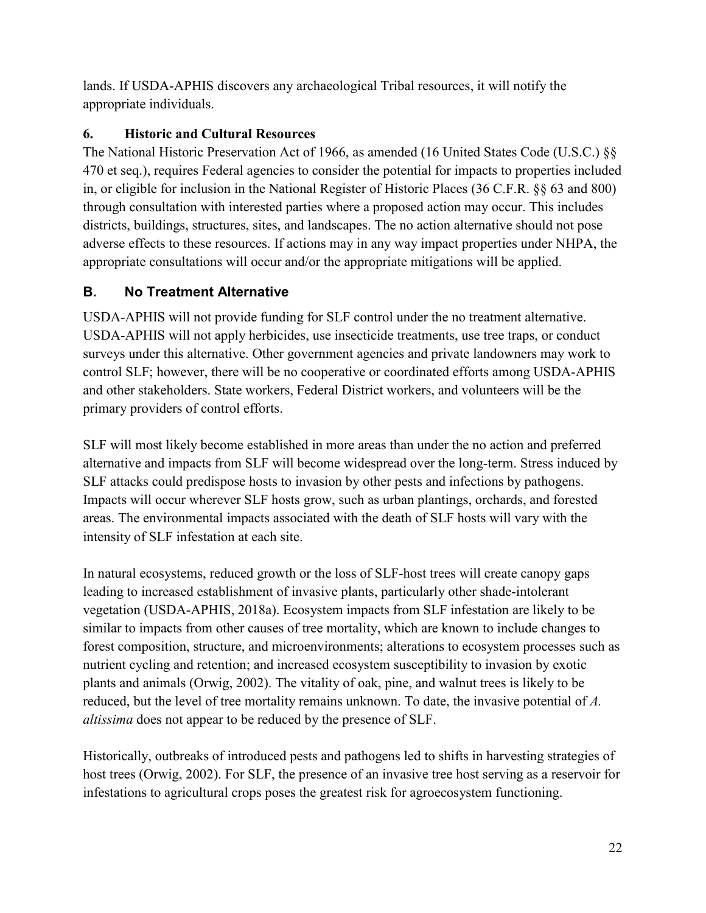lands. If USDA-APHIS discovers any archaeological Tribal resources, it will notify the appropriate individuals.

### 6. Historic and Cultural Resources

The National Historic Preservation Act of 1966, as amended (16 United States Code (U.S.C.) §§ 470 et seq.), requires Federal agencies to consider the potential for impacts to properties included in, or eligible for inclusion in the National Register of Historic Places (36 C.F.R. §§ 63 and 800) through consultation with interested parties where a proposed action may occur. This includes districts, buildings, structures, sites, and landscapes. The no action alternative should not pose adverse effects to these resources. If actions may in any way impact properties under NHPA, the appropriate consultations will occur and/or the appropriate mitigations will be applied.

## B. No Treatment Alternative

USDA-APHIS will not provide funding for SLF control under the no treatment alternative. USDA-APHIS will not apply herbicides, use insecticide treatments, use tree traps, or conduct surveys under this alternative. Other government agencies and private landowners may work to control SLF; however, there will be no cooperative or coordinated efforts among USDA-APHIS and other stakeholders. State workers, Federal District workers, and volunteers will be the primary providers of control efforts.

SLF will most likely become established in more areas than under the no action and preferred alternative and impacts from SLF will become widespread over the long-term. Stress induced by SLF attacks could predispose hosts to invasion by other pests and infections by pathogens. Impacts will occur wherever SLF hosts grow, such as urban plantings, orchards, and forested areas. The environmental impacts associated with the death of SLF hosts will vary with the intensity of SLF infestation at each site.

In natural ecosystems, reduced growth or the loss of SLF-host trees will create canopy gaps leading to increased establishment of invasive plants, particularly other shade-intolerant vegetation (USDA-APHIS, 2018a). Ecosystem impacts from SLF infestation are likely to be similar to impacts from other causes of tree mortality, which are known to include changes to forest composition, structure, and microenvironments; alterations to ecosystem processes such as nutrient cycling and retention; and increased ecosystem susceptibility to invasion by exotic plants and animals (Orwig, 2002). The vitality of oak, pine, and walnut trees is likely to be reduced, but the level of tree mortality remains unknown. To date, the invasive potential of *A. altissima* does not appear to be reduced by the presence of SLF.

Historically, outbreaks of introduced pests and pathogens led to shifts in harvesting strategies of host trees (Orwig, 2002). For SLF, the presence of an invasive tree host serving as a reservoir for infestations to agricultural crops poses the greatest risk for agroecosystem functioning.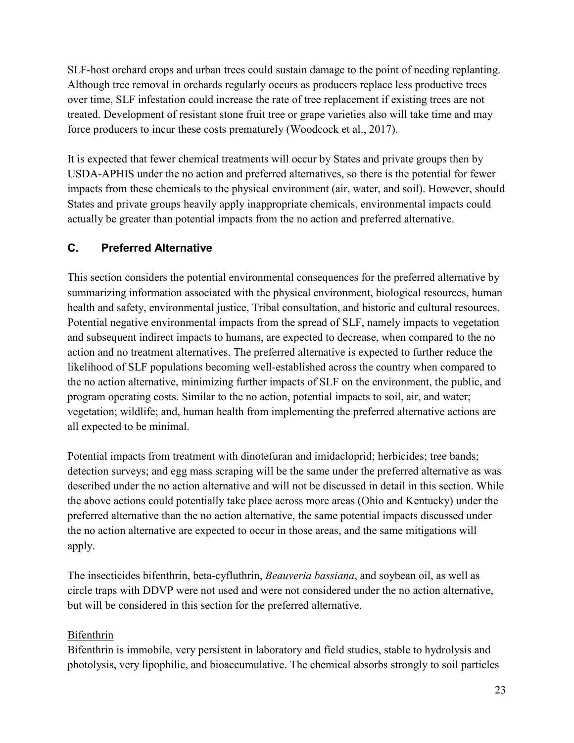SLF-host orchard crops and urban trees could sustain damage to the point of needing replanting. Although tree removal in orchards regularly occurs as producers replace less productive trees over time, SLF infestation could increase the rate of tree replacement if existing trees are not treated. Development of resistant stone fruit tree or grape varieties also will take time and may force producers to incur these costs prematurely (Woodcock et al., 2017).

It is expected that fewer chemical treatments will occur by States and private groups then by USDA-APHIS under the no action and preferred alternatives, so there is the potential for fewer impacts from these chemicals to the physical environment (air, water, and soil). However, should States and private groups heavily apply inappropriate chemicals, environmental impacts could actually be greater than potential impacts from the no action and preferred alternative.

## C. Preferred Alternative

This section considers the potential environmental consequences for the preferred alternative by summarizing information associated with the physical environment, biological resources, human health and safety, environmental justice, Tribal consultation, and historic and cultural resources. Potential negative environmental impacts from the spread of SLF, namely impacts to vegetation and subsequent indirect impacts to humans, are expected to decrease, when compared to the no action and no treatment alternatives. The preferred alternative is expected to further reduce the likelihood of SLF populations becoming well-established across the country when compared to the no action alternative, minimizing further impacts of SLF on the environment, the public, and program operating costs. Similar to the no action, potential impacts to soil, air, and water; vegetation; wildlife; and, human health from implementing the preferred alternative actions are all expected to be minimal.

Potential impacts from treatment with dinotefuran and imidacloprid; herbicides; tree bands; detection surveys; and egg mass scraping will be the same under the preferred alternative as was described under the no action alternative and will not be discussed in detail in this section. While the above actions could potentially take place across more areas (Ohio and Kentucky) under the preferred alternative than the no action alternative, the same potential impacts discussed under the no action alternative are expected to occur in those areas, and the same mitigations will apply.

The insecticides bifenthrin, beta-cyfluthrin, *Beauveria bassiana*, and soybean oil, as well as circle traps with DDVP were not used and were not considered under the no action alternative, but will be considered in this section for the preferred alternative.

### Bifenthrin

Bifenthrin is immobile, very persistent in laboratory and field studies, stable to hydrolysis and photolysis, very lipophilic, and bioaccumulative. The chemical absorbs strongly to soil particles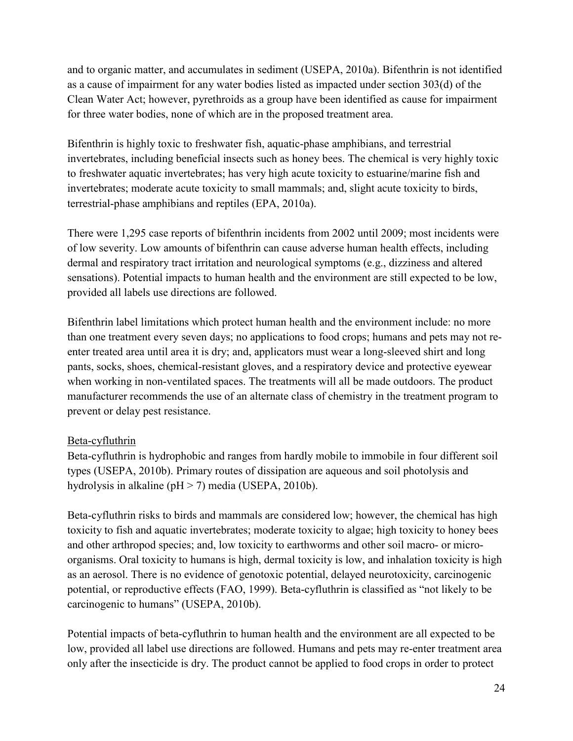and to organic matter, and accumulates in sediment (USEPA, 2010a). Bifenthrin is not identified as a cause of impairment for any water bodies listed as impacted under section 303(d) of the Clean Water Act; however, pyrethroids as a group have been identified as cause for impairment for three water bodies, none of which are in the proposed treatment area.

Bifenthrin is highly toxic to freshwater fish, aquatic-phase amphibians, and terrestrial invertebrates, including beneficial insects such as honey bees. The chemical is very highly toxic to freshwater aquatic invertebrates; has very high acute toxicity to estuarine/marine fish and invertebrates; moderate acute toxicity to small mammals; and, slight acute toxicity to birds, terrestrial-phase amphibians and reptiles (EPA, 2010a).

There were 1,295 case reports of bifenthrin incidents from 2002 until 2009; most incidents were of low severity. Low amounts of bifenthrin can cause adverse human health effects, including dermal and respiratory tract irritation and neurological symptoms (e.g., dizziness and altered sensations). Potential impacts to human health and the environment are still expected to be low, provided all labels use directions are followed.

Bifenthrin label limitations which protect human health and the environment include: no more than one treatment every seven days; no applications to food crops; humans and pets may not re-enter treated area until area it is dry; and, applicators must wear a long-sleeved shirt and long pants, socks, shoes, chemical-resistant gloves, and a respiratory device and protective eyewear when working in non-ventilated spaces. The treatments will all be made outdoors. The product manufacturer recommends the use of an alternate class of chemistry in the treatment program to prevent or delay pest resistance.

Beta-cyfluthrin

Beta-cyfluthrin is hydrophobic and ranges from hardly mobile to immobile in four different soil types (USEPA, 2010b). Primary routes of dissipation are aqueous and soil photolysis and hydrolysis in alkaline (pH > 7) media (USEPA, 2010b).

Beta-cyfluthrin risks to birds and mammals are considered low; however, the chemical has high toxicity to fish and aquatic invertebrates; moderate toxicity to algae; high toxicity to honey bees and other arthropod species; and, low toxicity to earthworms and other soil macro- or micro-organisms. Oral toxicity to humans is high, dermal toxicity is low, and inhalation toxicity is high as an aerosol. There is no evidence of genotoxic potential, delayed neurotoxicity, carcinogenic potential, or reproductive effects (FAO, 1999). Beta-cyfluthrin is classified as "not likely to be carcinogenic to humans" (USEPA, 2010b).

Potential impacts of beta-cyfluthrin to human health and the environment are all expected to be low, provided all label use directions are followed. Humans and pets may re-enter treatment area only after the insecticide is dry. The product cannot be applied to food crops in order to protect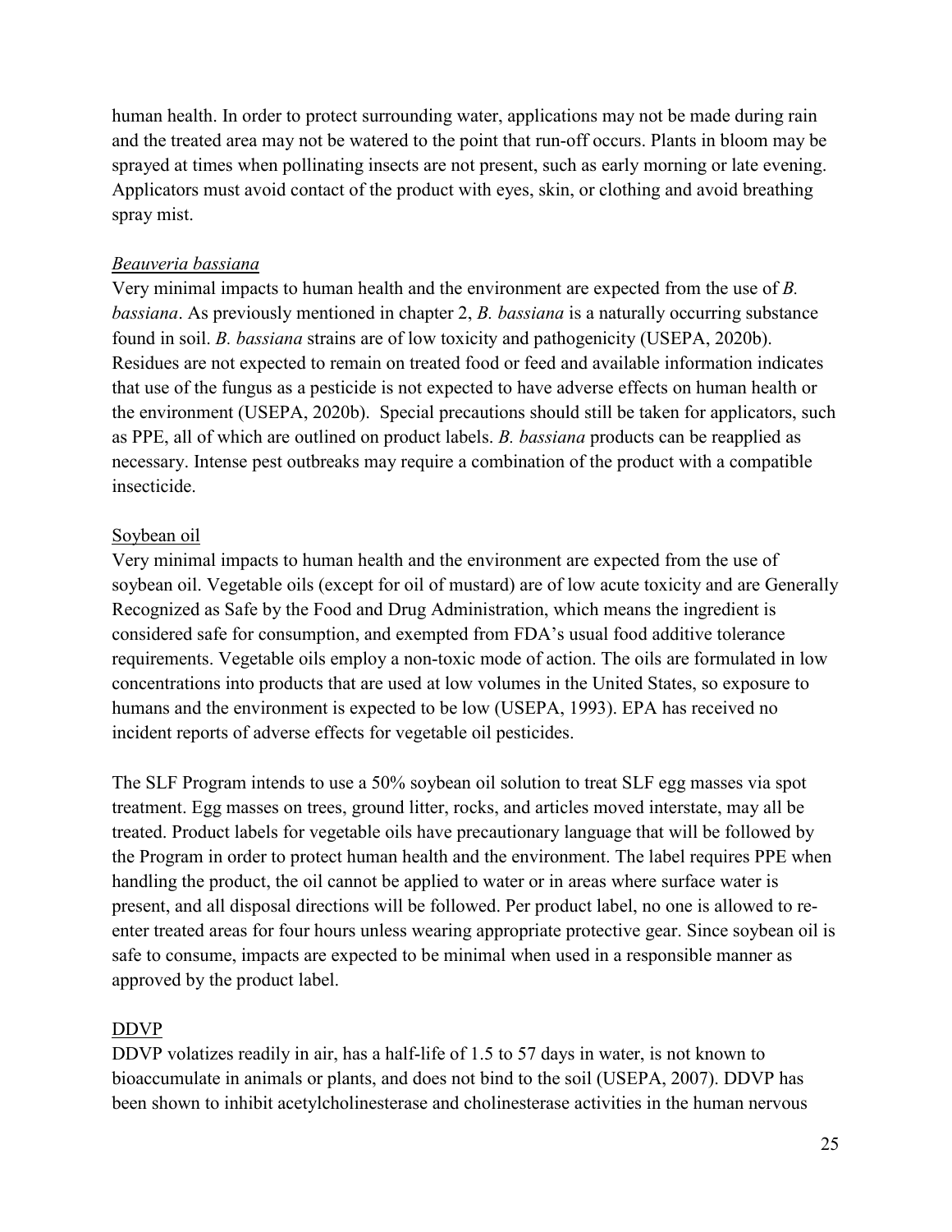human health. In order to protect surrounding water, applications may not be made during rain and the treated area may not be watered to the point that run-off occurs. Plants in bloom may be sprayed at times when pollinating insects are not present, such as early morning or late evening. Applicators must avoid contact of the product with eyes, skin, or clothing and avoid breathing spray mist.

#### *Beauveria bassiana*

Very minimal impacts to human health and the environment are expected from the use of *B. bassiana*. As previously mentioned in chapter 2, *B. bassiana* is a naturally occurring substance found in soil. *B. bassiana* strains are of low toxicity and pathogenicity (USEPA, 2020b). Residues are not expected to remain on treated food or feed and available information indicates that use of the fungus as a pesticide is not expected to have adverse effects on human health or the environment (USEPA, 2020b). Special precautions should still be taken for applicators, such as PPE, all of which are outlined on product labels. *B. bassiana* products can be reapplied as necessary. Intense pest outbreaks may require a combination of the product with a compatible insecticide.

#### Soybean oil

Very minimal impacts to human health and the environment are expected from the use of soybean oil. Vegetable oils (except for oil of mustard) are of low acute toxicity and are Generally Recognized as Safe by the Food and Drug Administration, which means the ingredient is considered safe for consumption, and exempted from FDA's usual food additive tolerance requirements. Vegetable oils employ a non-toxic mode of action. The oils are formulated in low concentrations into products that are used at low volumes in the United States, so exposure to humans and the environment is expected to be low (USEPA, 1993). EPA has received no incident reports of adverse effects for vegetable oil pesticides.

The SLF Program intends to use a 50% soybean oil solution to treat SLF egg masses via spot treatment. Egg masses on trees, ground litter, rocks, and articles moved interstate, may all be treated. Product labels for vegetable oils have precautionary language that will be followed by the Program in order to protect human health and the environment. The label requires PPE when handling the product, the oil cannot be applied to water or in areas where surface water is present, and all disposal directions will be followed. Per product label, no one is allowed to re-enter treated areas for four hours unless wearing appropriate protective gear. Since soybean oil is safe to consume, impacts are expected to be minimal when used in a responsible manner as approved by the product label.

#### DDVP

DDVP volatizes readily in air, has a half-life of 1.5 to 57 days in water, is not known to bioaccumulate in animals or plants, and does not bind to the soil (USEPA, 2007). DDVP has been shown to inhibit acetylcholinesterase and cholinesterase activities in the human nervous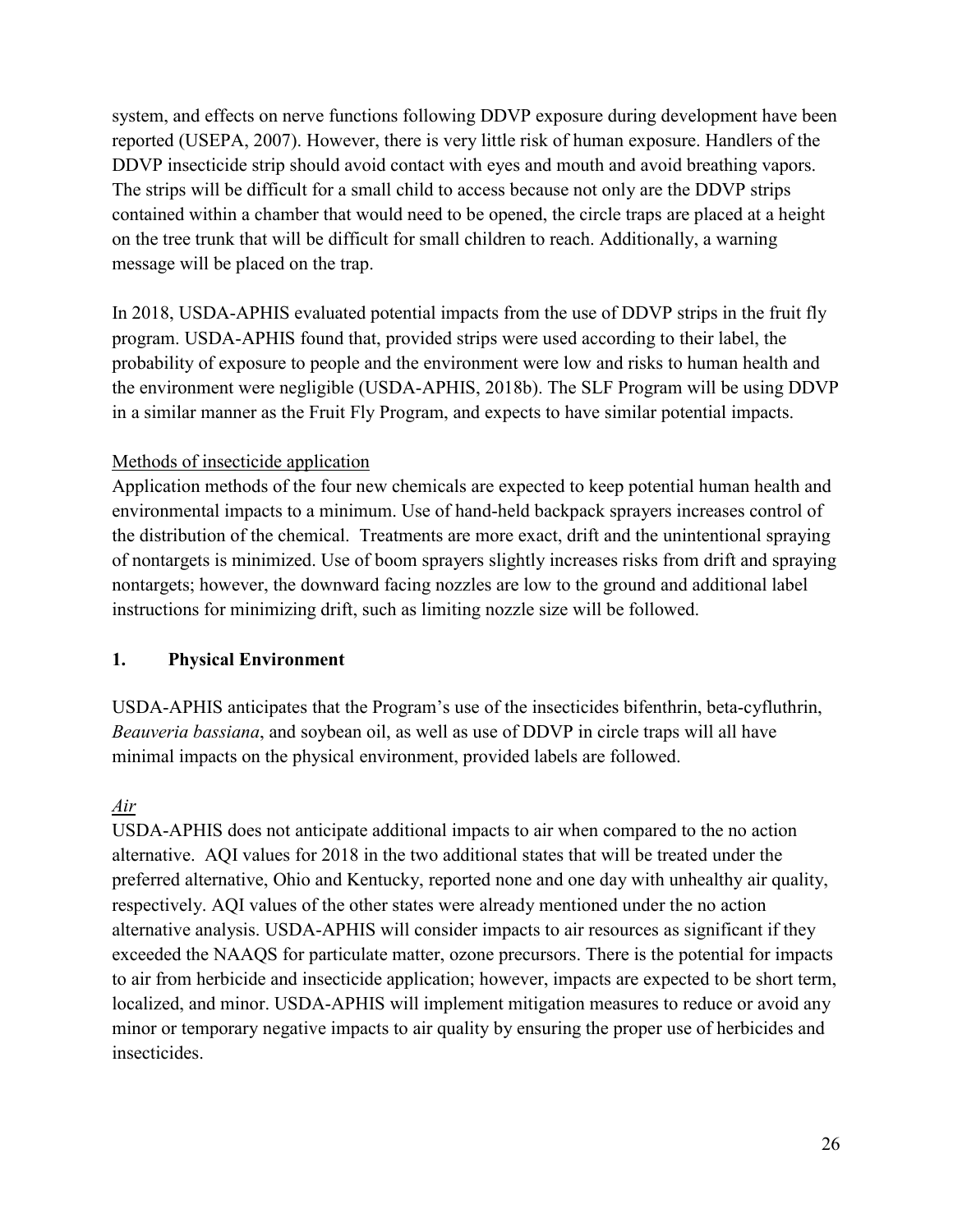system, and effects on nerve functions following DDVP exposure during development have been reported (USEPA, 2007). However, there is very little risk of human exposure. Handlers of the DDVP insecticide strip should avoid contact with eyes and mouth and avoid breathing vapors. The strips will be difficult for a small child to access because not only are the DDVP strips contained within a chamber that would need to be opened, the circle traps are placed at a height on the tree trunk that will be difficult for small children to reach. Additionally, a warning message will be placed on the trap.

In 2018, USDA-APHIS evaluated potential impacts from the use of DDVP strips in the fruit fly program. USDA-APHIS found that, provided strips were used according to their label, the probability of exposure to people and the environment were low and risks to human health and the environment were negligible (USDA-APHIS, 2018b). The SLF Program will be using DDVP in a similar manner as the Fruit Fly Program, and expects to have similar potential impacts.

<u>Methods of insecticide application</u>

Application methods of the four new chemicals are expected to keep potential human health and environmental impacts to a minimum. Use of hand-held backpack sprayers increases control of the distribution of the chemical. Treatments are more exact, drift and the unintentional spraying of nontargets is minimized. Use of boom sprayers slightly increases risks from drift and spraying nontargets; however, the downward facing nozzles are low to the ground and additional label instructions for minimizing drift, such as limiting nozzle size will be followed.

### 1. Physical Environment

USDA-APHIS anticipates that the Program's use of the insecticides bifenthrin, beta-cyfluthrin, *Beauveria bassiana*, and soybean oil, as well as use of DDVP in circle traps will all have minimal impacts on the physical environment, provided labels are followed.

*<u>Air</u>*

USDA-APHIS does not anticipate additional impacts to air when compared to the no action alternative. AQI values for 2018 in the two additional states that will be treated under the preferred alternative, Ohio and Kentucky, reported none and one day with unhealthy air quality, respectively. AQI values of the other states were already mentioned under the no action alternative analysis. USDA-APHIS will consider impacts to air resources as significant if they exceeded the NAAQS for particulate matter, ozone precursors. There is the potential for impacts to air from herbicide and insecticide application; however, impacts are expected to be short term, localized, and minor. USDA-APHIS will implement mitigation measures to reduce or avoid any minor or temporary negative impacts to air quality by ensuring the proper use of herbicides and insecticides.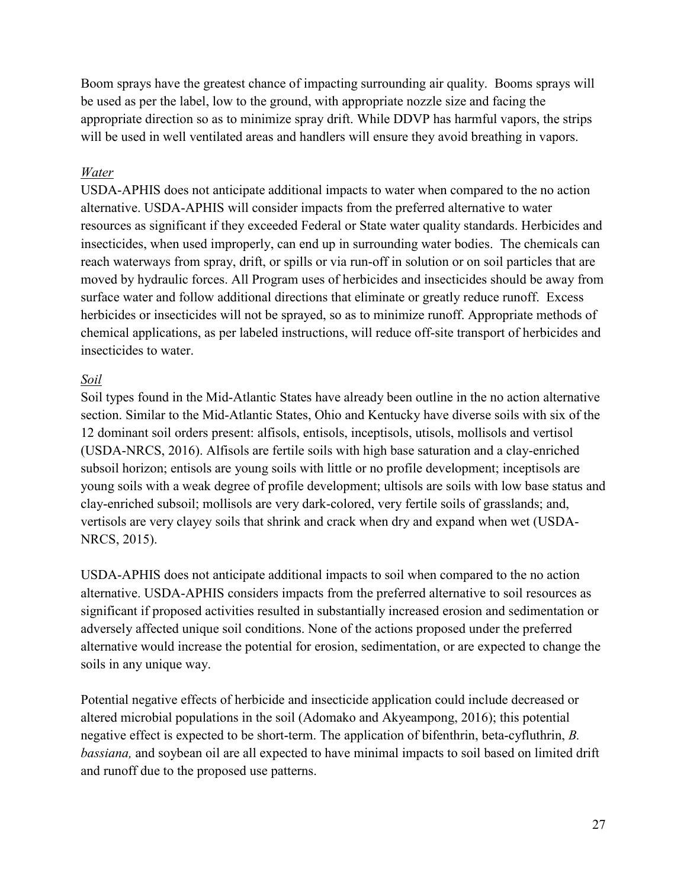Boom sprays have the greatest chance of impacting surrounding air quality. Booms sprays will be used as per the label, low to the ground, with appropriate nozzle size and facing the appropriate direction so as to minimize spray drift. While DDVP has harmful vapors, the strips will be used in well ventilated areas and handlers will ensure they avoid breathing in vapors.

### *Water*

USDA-APHIS does not anticipate additional impacts to water when compared to the no action alternative. USDA-APHIS will consider impacts from the preferred alternative to water resources as significant if they exceeded Federal or State water quality standards. Herbicides and insecticides, when used improperly, can end up in surrounding water bodies. The chemicals can reach waterways from spray, drift, or spills or via run-off in solution or on soil particles that are moved by hydraulic forces. All Program uses of herbicides and insecticides should be away from surface water and follow additional directions that eliminate or greatly reduce runoff. Excess herbicides or insecticides will not be sprayed, so as to minimize runoff. Appropriate methods of chemical applications, as per labeled instructions, will reduce off-site transport of herbicides and insecticides to water.

### *Soil*

Soil types found in the Mid-Atlantic States have already been outline in the no action alternative section. Similar to the Mid-Atlantic States, Ohio and Kentucky have diverse soils with six of the 12 dominant soil orders present: alfisols, entisols, inceptisols, utisols, mollisols and vertisol (USDA-NRCS, 2016). Alfisols are fertile soils with high base saturation and a clay-enriched subsoil horizon; entisols are young soils with little or no profile development; inceptisols are young soils with a weak degree of profile development; ultisols are soils with low base status and clay-enriched subsoil; mollisols are very dark-colored, very fertile soils of grasslands; and, vertisols are very clayey soils that shrink and crack when dry and expand when wet (USDA-NRCS, 2015).

USDA-APHIS does not anticipate additional impacts to soil when compared to the no action alternative. USDA-APHIS considers impacts from the preferred alternative to soil resources as significant if proposed activities resulted in substantially increased erosion and sedimentation or adversely affected unique soil conditions. None of the actions proposed under the preferred alternative would increase the potential for erosion, sedimentation, or are expected to change the soils in any unique way.

Potential negative effects of herbicide and insecticide application could include decreased or altered microbial populations in the soil (Adomako and Akyeampong, 2016); this potential negative effect is expected to be short-term. The application of bifenthrin, beta-cyfluthrin, *B. bassiana,* and soybean oil are all expected to have minimal impacts to soil based on limited drift and runoff due to the proposed use patterns.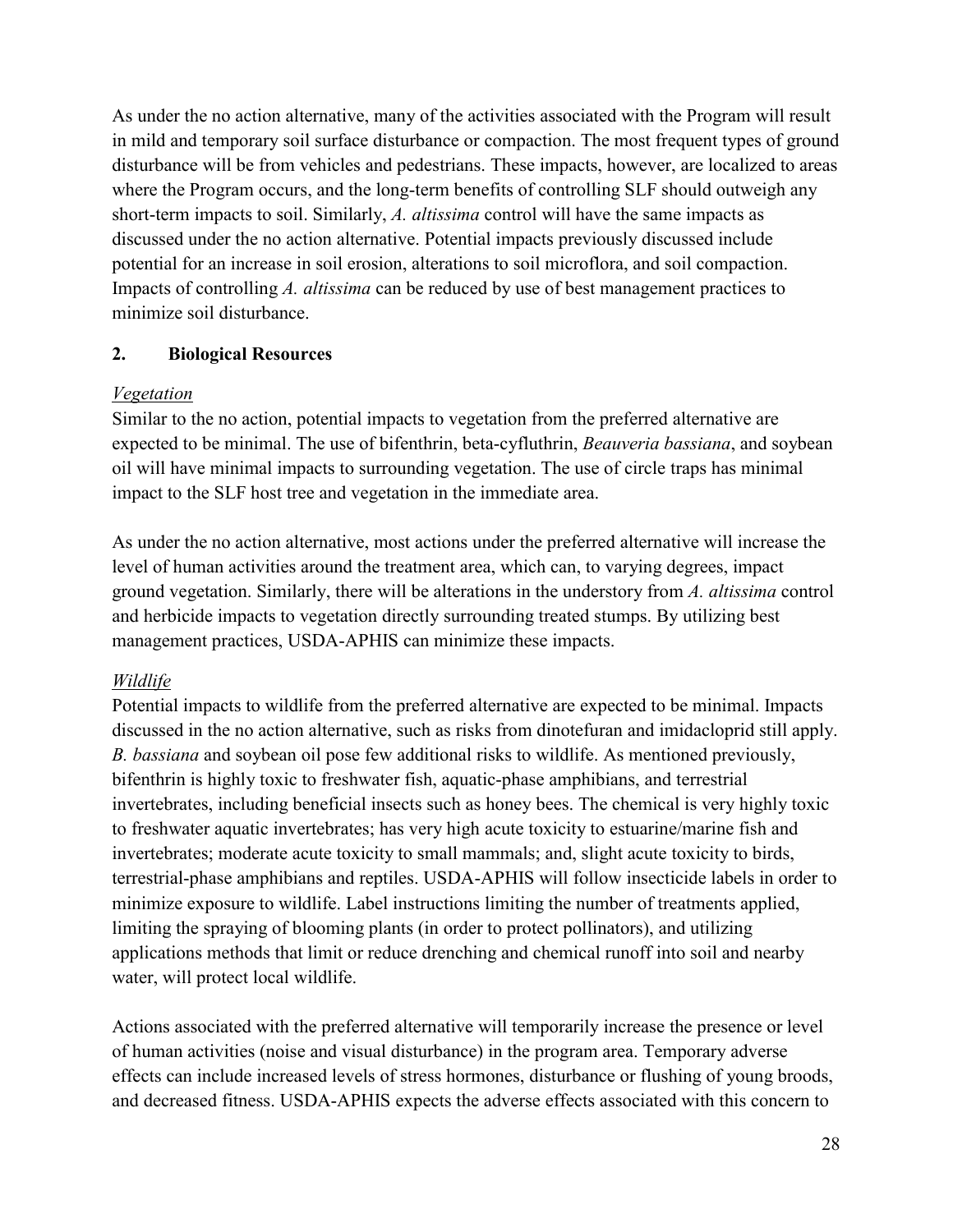As under the no action alternative, many of the activities associated with the Program will result in mild and temporary soil surface disturbance or compaction. The most frequent types of ground disturbance will be from vehicles and pedestrians. These impacts, however, are localized to areas where the Program occurs, and the long-term benefits of controlling SLF should outweigh any short-term impacts to soil. Similarly, *A. altissima* control will have the same impacts as discussed under the no action alternative. Potential impacts previously discussed include potential for an increase in soil erosion, alterations to soil microflora, and soil compaction. Impacts of controlling *A. altissima* can be reduced by use of best management practices to minimize soil disturbance.

## 2. Biological Resources

*Vegetation*

Similar to the no action, potential impacts to vegetation from the preferred alternative are expected to be minimal. The use of bifenthrin, beta-cyfluthrin, *Beauveria bassiana*, and soybean oil will have minimal impacts to surrounding vegetation. The use of circle traps has minimal impact to the SLF host tree and vegetation in the immediate area.

As under the no action alternative, most actions under the preferred alternative will increase the level of human activities around the treatment area, which can, to varying degrees, impact ground vegetation. Similarly, there will be alterations in the understory from *A. altissima* control and herbicide impacts to vegetation directly surrounding treated stumps. By utilizing best management practices, USDA-APHIS can minimize these impacts.

*Wildlife*

Potential impacts to wildlife from the preferred alternative are expected to be minimal. Impacts discussed in the no action alternative, such as risks from dinotefuran and imidacloprid still apply. *B. bassiana* and soybean oil pose few additional risks to wildlife. As mentioned previously, bifenthrin is highly toxic to freshwater fish, aquatic-phase amphibians, and terrestrial invertebrates, including beneficial insects such as honey bees. The chemical is very highly toxic to freshwater aquatic invertebrates; has very high acute toxicity to estuarine/marine fish and invertebrates; moderate acute toxicity to small mammals; and, slight acute toxicity to birds, terrestrial-phase amphibians and reptiles. USDA-APHIS will follow insecticide labels in order to minimize exposure to wildlife. Label instructions limiting the number of treatments applied, limiting the spraying of blooming plants (in order to protect pollinators), and utilizing applications methods that limit or reduce drenching and chemical runoff into soil and nearby water, will protect local wildlife.

Actions associated with the preferred alternative will temporarily increase the presence or level of human activities (noise and visual disturbance) in the program area. Temporary adverse effects can include increased levels of stress hormones, disturbance or flushing of young broods, and decreased fitness. USDA-APHIS expects the adverse effects associated with this concern to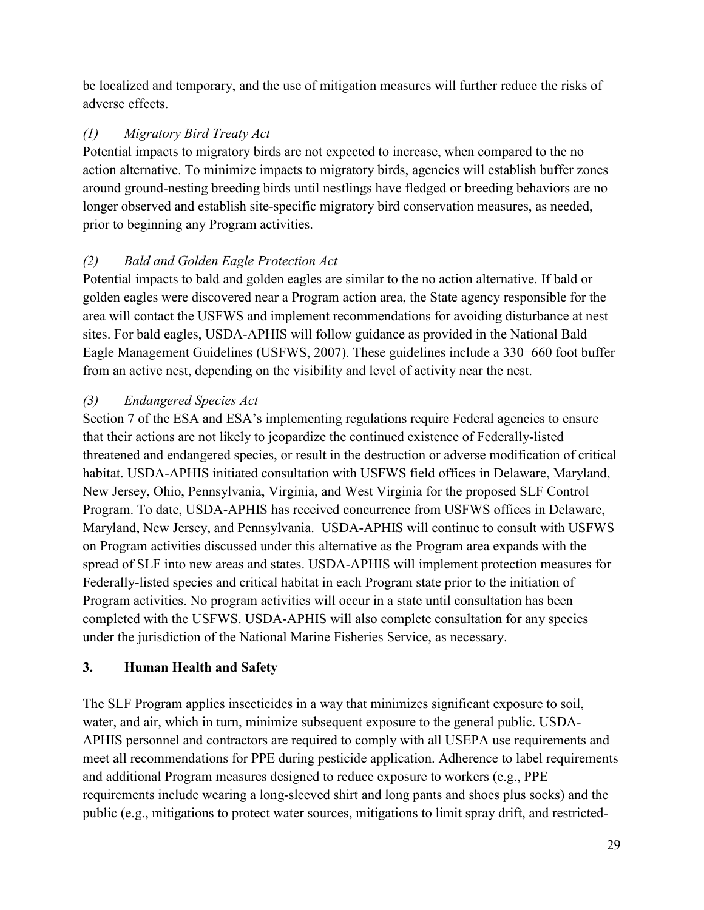be localized and temporary, and the use of mitigation measures will further reduce the risks of adverse effects.

*(1) Migratory Bird Treaty Act*

Potential impacts to migratory birds are not expected to increase, when compared to the no action alternative. To minimize impacts to migratory birds, agencies will establish buffer zones around ground-nesting breeding birds until nestlings have fledged or breeding behaviors are no longer observed and establish site-specific migratory bird conservation measures, as needed, prior to beginning any Program activities.

*(2) Bald and Golden Eagle Protection Act*

Potential impacts to bald and golden eagles are similar to the no action alternative. If bald or golden eagles were discovered near a Program action area, the State agency responsible for the area will contact the USFWS and implement recommendations for avoiding disturbance at nest sites. For bald eagles, USDA-APHIS will follow guidance as provided in the National Bald Eagle Management Guidelines (USFWS, 2007). These guidelines include a 330−660 foot buffer from an active nest, depending on the visibility and level of activity near the nest.

*(3) Endangered Species Act*

Section 7 of the ESA and ESA's implementing regulations require Federal agencies to ensure that their actions are not likely to jeopardize the continued existence of Federally-listed threatened and endangered species, or result in the destruction or adverse modification of critical habitat. USDA-APHIS initiated consultation with USFWS field offices in Delaware, Maryland, New Jersey, Ohio, Pennsylvania, Virginia, and West Virginia for the proposed SLF Control Program. To date, USDA-APHIS has received concurrence from USFWS offices in Delaware, Maryland, New Jersey, and Pennsylvania. USDA-APHIS will continue to consult with USFWS on Program activities discussed under this alternative as the Program area expands with the spread of SLF into new areas and states. USDA-APHIS will implement protection measures for Federally-listed species and critical habitat in each Program state prior to the initiation of Program activities. No program activities will occur in a state until consultation has been completed with the USFWS. USDA-APHIS will also complete consultation for any species under the jurisdiction of the National Marine Fisheries Service, as necessary.

## 3. Human Health and Safety

The SLF Program applies insecticides in a way that minimizes significant exposure to soil, water, and air, which in turn, minimize subsequent exposure to the general public. USDA-APHIS personnel and contractors are required to comply with all USEPA use requirements and meet all recommendations for PPE during pesticide application. Adherence to label requirements and additional Program measures designed to reduce exposure to workers (e.g., PPE requirements include wearing a long-sleeved shirt and long pants and shoes plus socks) and the public (e.g., mitigations to protect water sources, mitigations to limit spray drift, and restricted-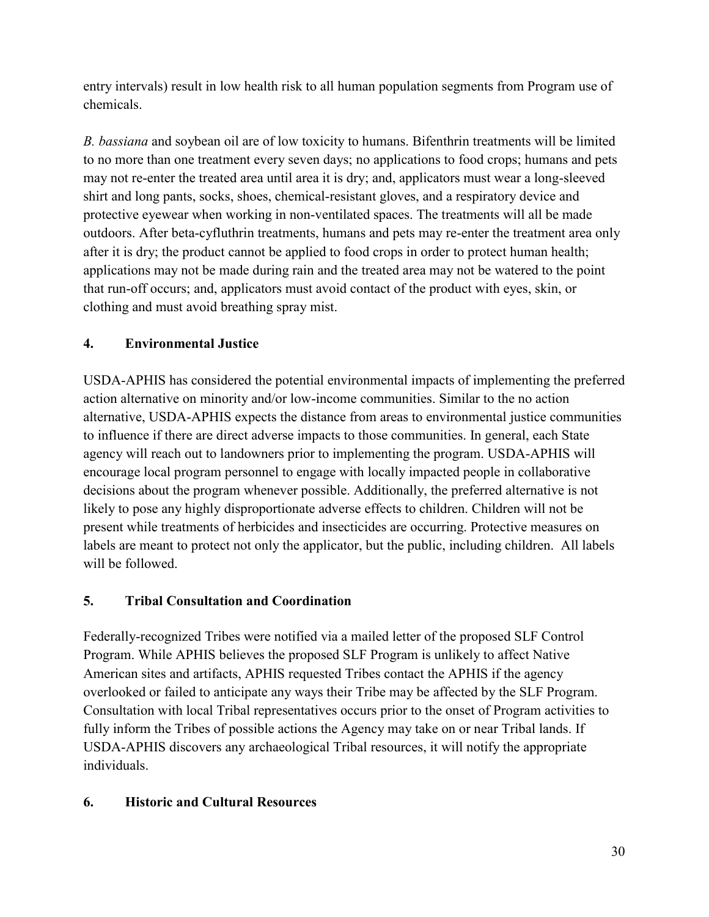entry intervals) result in low health risk to all human population segments from Program use of chemicals.

*B. bassiana* and soybean oil are of low toxicity to humans. Bifenthrin treatments will be limited to no more than one treatment every seven days; no applications to food crops; humans and pets may not re-enter the treated area until area it is dry; and, applicators must wear a long-sleeved shirt and long pants, socks, shoes, chemical-resistant gloves, and a respiratory device and protective eyewear when working in non-ventilated spaces. The treatments will all be made outdoors. After beta-cyfluthrin treatments, humans and pets may re-enter the treatment area only after it is dry; the product cannot be applied to food crops in order to protect human health; applications may not be made during rain and the treated area may not be watered to the point that run-off occurs; and, applicators must avoid contact of the product with eyes, skin, or clothing and must avoid breathing spray mist.

### 4. Environmental Justice

USDA-APHIS has considered the potential environmental impacts of implementing the preferred action alternative on minority and/or low-income communities. Similar to the no action alternative, USDA-APHIS expects the distance from areas to environmental justice communities to influence if there are direct adverse impacts to those communities. In general, each State agency will reach out to landowners prior to implementing the program. USDA-APHIS will encourage local program personnel to engage with locally impacted people in collaborative decisions about the program whenever possible. Additionally, the preferred alternative is not likely to pose any highly disproportionate adverse effects to children. Children will not be present while treatments of herbicides and insecticides are occurring. Protective measures on labels are meant to protect not only the applicator, but the public, including children. All labels will be followed.

### 5. Tribal Consultation and Coordination

Federally-recognized Tribes were notified via a mailed letter of the proposed SLF Control Program. While APHIS believes the proposed SLF Program is unlikely to affect Native American sites and artifacts, APHIS requested Tribes contact the APHIS if the agency overlooked or failed to anticipate any ways their Tribe may be affected by the SLF Program. Consultation with local Tribal representatives occurs prior to the onset of Program activities to fully inform the Tribes of possible actions the Agency may take on or near Tribal lands. If USDA-APHIS discovers any archaeological Tribal resources, it will notify the appropriate individuals.

### 6. Historic and Cultural Resources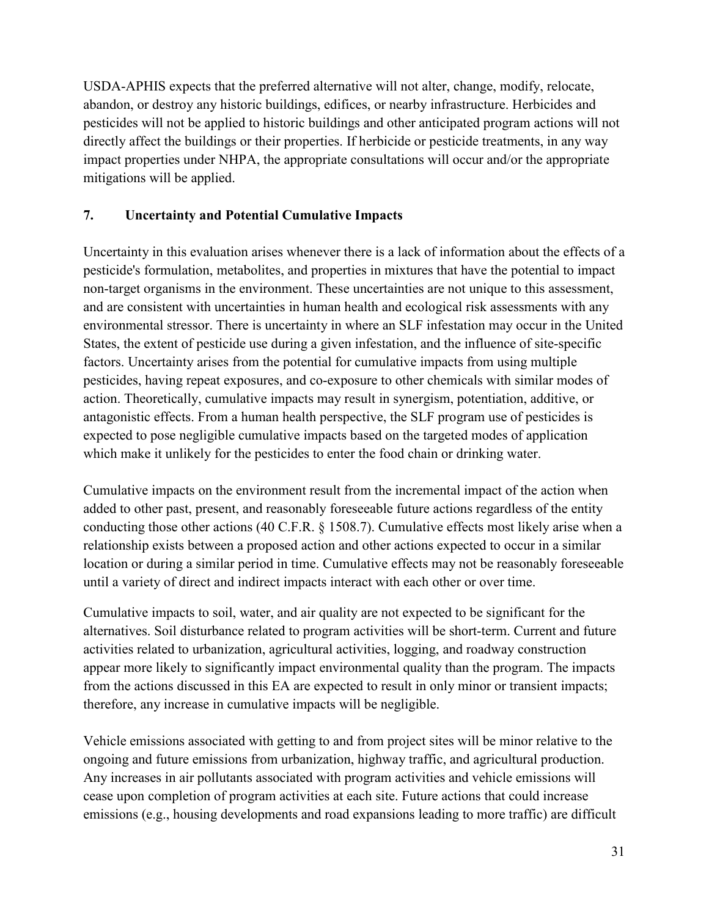USDA-APHIS expects that the preferred alternative will not alter, change, modify, relocate, abandon, or destroy any historic buildings, edifices, or nearby infrastructure. Herbicides and pesticides will not be applied to historic buildings and other anticipated program actions will not directly affect the buildings or their properties. If herbicide or pesticide treatments, in any way impact properties under NHPA, the appropriate consultations will occur and/or the appropriate mitigations will be applied.

## 7. Uncertainty and Potential Cumulative Impacts

Uncertainty in this evaluation arises whenever there is a lack of information about the effects of a pesticide's formulation, metabolites, and properties in mixtures that have the potential to impact non-target organisms in the environment. These uncertainties are not unique to this assessment, and are consistent with uncertainties in human health and ecological risk assessments with any environmental stressor. There is uncertainty in where an SLF infestation may occur in the United States, the extent of pesticide use during a given infestation, and the influence of site-specific factors. Uncertainty arises from the potential for cumulative impacts from using multiple pesticides, having repeat exposures, and co-exposure to other chemicals with similar modes of action. Theoretically, cumulative impacts may result in synergism, potentiation, additive, or antagonistic effects. From a human health perspective, the SLF program use of pesticides is expected to pose negligible cumulative impacts based on the targeted modes of application which make it unlikely for the pesticides to enter the food chain or drinking water.

Cumulative impacts on the environment result from the incremental impact of the action when added to other past, present, and reasonably foreseeable future actions regardless of the entity conducting those other actions (40 C.F.R. § 1508.7). Cumulative effects most likely arise when a relationship exists between a proposed action and other actions expected to occur in a similar location or during a similar period in time. Cumulative effects may not be reasonably foreseeable until a variety of direct and indirect impacts interact with each other or over time.

Cumulative impacts to soil, water, and air quality are not expected to be significant for the alternatives. Soil disturbance related to program activities will be short-term. Current and future activities related to urbanization, agricultural activities, logging, and roadway construction appear more likely to significantly impact environmental quality than the program. The impacts from the actions discussed in this EA are expected to result in only minor or transient impacts; therefore, any increase in cumulative impacts will be negligible.

Vehicle emissions associated with getting to and from project sites will be minor relative to the ongoing and future emissions from urbanization, highway traffic, and agricultural production. Any increases in air pollutants associated with program activities and vehicle emissions will cease upon completion of program activities at each site. Future actions that could increase emissions (e.g., housing developments and road expansions leading to more traffic) are difficult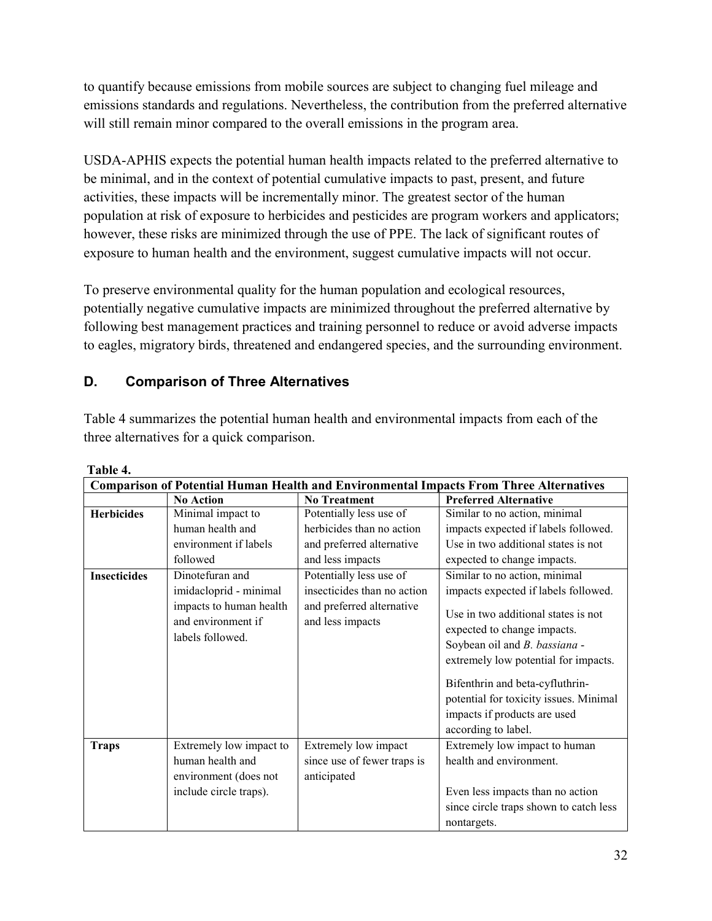to quantify because emissions from mobile sources are subject to changing fuel mileage and emissions standards and regulations. Nevertheless, the contribution from the preferred alternative will still remain minor compared to the overall emissions in the program area.

USDA-APHIS expects the potential human health impacts related to the preferred alternative to be minimal, and in the context of potential cumulative impacts to past, present, and future activities, these impacts will be incrementally minor. The greatest sector of the human population at risk of exposure to herbicides and pesticides are program workers and applicators; however, these risks are minimized through the use of PPE. The lack of significant routes of exposure to human health and the environment, suggest cumulative impacts will not occur.

To preserve environmental quality for the human population and ecological resources, potentially negative cumulative impacts are minimized throughout the preferred alternative by following best management practices and training personnel to reduce or avoid adverse impacts to eagles, migratory birds, threatened and endangered species, and the surrounding environment.

## D. Comparison of Three Alternatives

Table 4 summarizes the potential human health and environmental impacts from each of the three alternatives for a quick comparison.

**Table 4.**

**Comparison of Potential Human Health and Environmental Impacts From Three Alternatives**

| | **No Action** | **No Treatment** | **Preferred Alternative** |
|---|---|---|---|
| **Herbicides** | Minimal impact to human health and environment if labels followed | Potentially less use of herbicides than no action and preferred alternative and less impacts | Similar to no action, minimal impacts expected if labels followed. Use in two additional states is not expected to change impacts. |
| **Insecticides** | Dinotefuran and imidacloprid - minimal impacts to human health and environment if labels followed. | Potentially less use of insecticides than no action and preferred alternative and less impacts | Similar to no action, minimal impacts expected if labels followed. Use in two additional states is not expected to change impacts. Soybean oil and *B. bassiana* - extremely low potential for impacts. Bifenthrin and beta-cyfluthrin- potential for toxicity issues. Minimal impacts if products are used according to label. |
| **Traps** | Extremely low impact to human health and environment (does not include circle traps). | Extremely low impact since use of fewer traps is anticipated | Extremely low impact to human health and environment. Even less impacts than no action since circle traps shown to catch less nontargets. |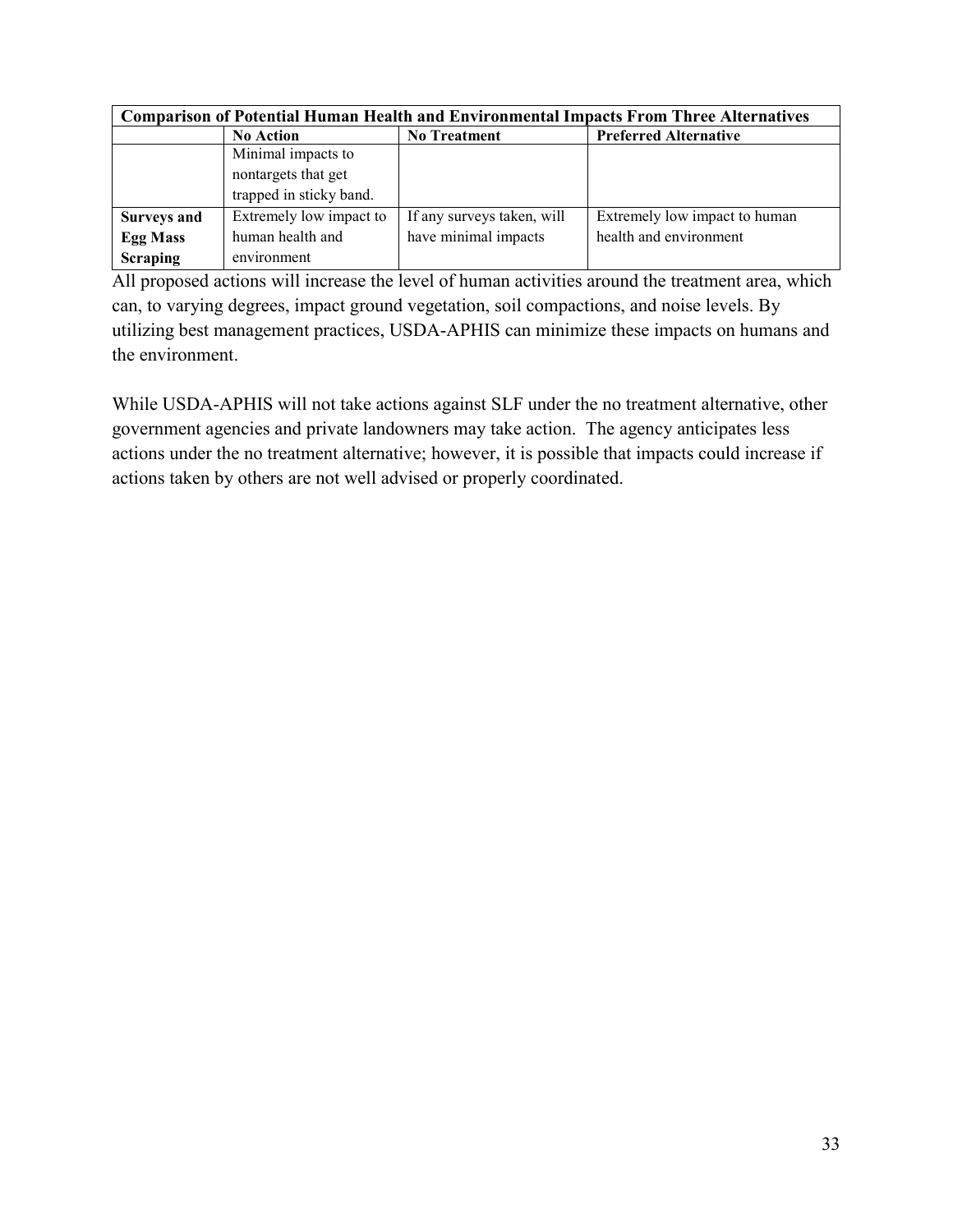| Comparison of Potential Human Health and Environmental Impacts From Three Alternatives | | | |
|---|---|---|---|
| | **No Action** | **No Treatment** | **Preferred Alternative** |
| | Minimal impacts to nontargets that get trapped in sticky band. | | |
| **Surveys and Egg Mass Scraping** | Extremely low impact to human health and environment | If any surveys taken, will have minimal impacts | Extremely low impact to human health and environment |

All proposed actions will increase the level of human activities around the treatment area, which can, to varying degrees, impact ground vegetation, soil compactions, and noise levels. By utilizing best management practices, USDA-APHIS can minimize these impacts on humans and the environment.

While USDA-APHIS will not take actions against SLF under the no treatment alternative, other government agencies and private landowners may take action. The agency anticipates less actions under the no treatment alternative; however, it is possible that impacts could increase if actions taken by others are not well advised or properly coordinated.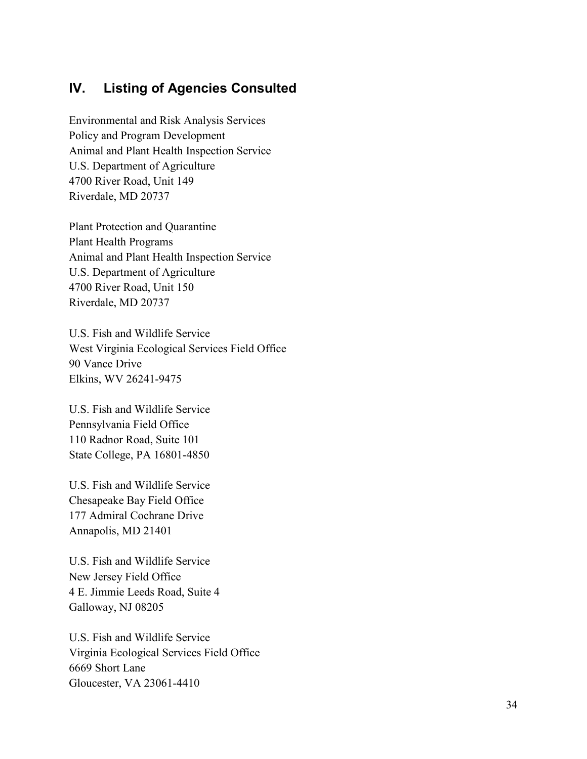## IV. Listing of Agencies Consulted

Environmental and Risk Analysis Services
Policy and Program Development
Animal and Plant Health Inspection Service
U.S. Department of Agriculture
4700 River Road, Unit 149
Riverdale, MD 20737

Plant Protection and Quarantine
Plant Health Programs
Animal and Plant Health Inspection Service
U.S. Department of Agriculture
4700 River Road, Unit 150
Riverdale, MD 20737

U.S. Fish and Wildlife Service
West Virginia Ecological Services Field Office
90 Vance Drive
Elkins, WV 26241-9475

U.S. Fish and Wildlife Service
Pennsylvania Field Office
110 Radnor Road, Suite 101
State College, PA 16801-4850

U.S. Fish and Wildlife Service
Chesapeake Bay Field Office
177 Admiral Cochrane Drive
Annapolis, MD 21401

U.S. Fish and Wildlife Service
New Jersey Field Office
4 E. Jimmie Leeds Road, Suite 4
Galloway, NJ 08205

U.S. Fish and Wildlife Service
Virginia Ecological Services Field Office
6669 Short Lane
Gloucester, VA 23061-4410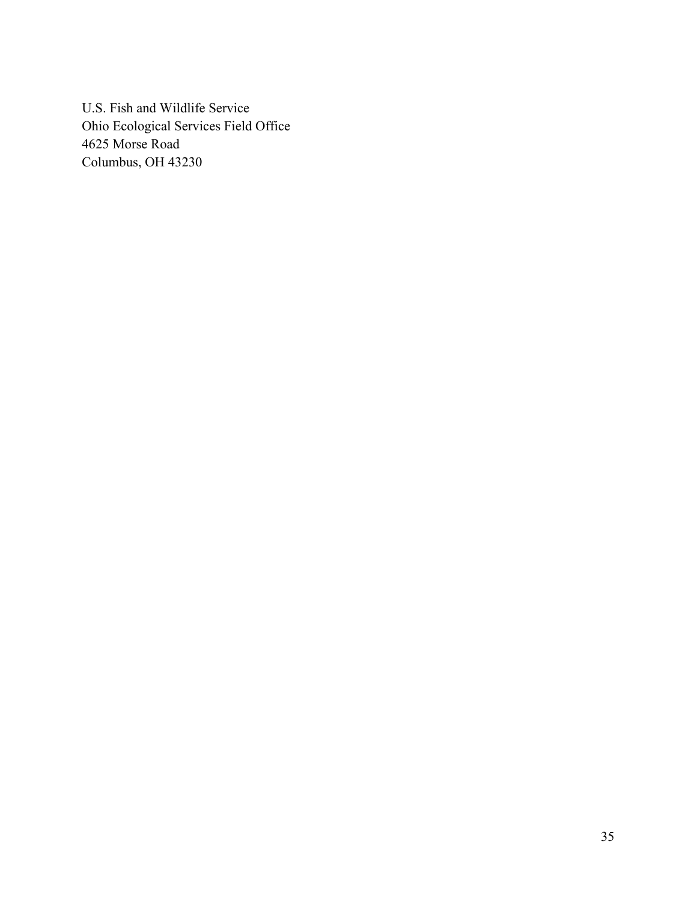U.S. Fish and Wildlife Service  
Ohio Ecological Services Field Office  
4625 Morse Road  
Columbus, OH 43230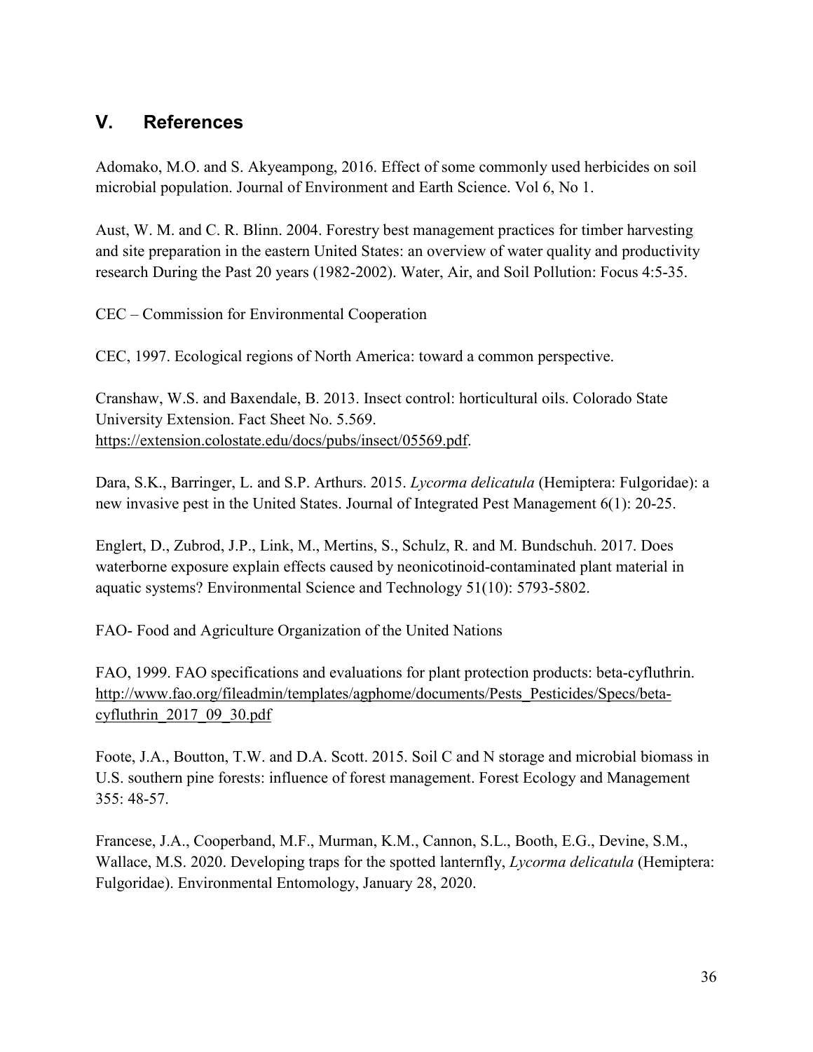## V. References

Adomako, M.O. and S. Akyeampong, 2016. Effect of some commonly used herbicides on soil microbial population. Journal of Environment and Earth Science. Vol 6, No 1.

Aust, W. M. and C. R. Blinn. 2004. Forestry best management practices for timber harvesting and site preparation in the eastern United States: an overview of water quality and productivity research During the Past 20 years (1982-2002). Water, Air, and Soil Pollution: Focus 4:5-35.

CEC – Commission for Environmental Cooperation

CEC, 1997. Ecological regions of North America: toward a common perspective.

Cranshaw, W.S. and Baxendale, B. 2013. Insect control: horticultural oils. Colorado State University Extension. Fact Sheet No. 5.569. https://extension.colostate.edu/docs/pubs/insect/05569.pdf.

Dara, S.K., Barringer, L. and S.P. Arthurs. 2015. *Lycorma delicatula* (Hemiptera: Fulgoridae): a new invasive pest in the United States. Journal of Integrated Pest Management 6(1): 20-25.

Englert, D., Zubrod, J.P., Link, M., Mertins, S., Schulz, R. and M. Bundschuh. 2017. Does waterborne exposure explain effects caused by neonicotinoid-contaminated plant material in aquatic systems? Environmental Science and Technology 51(10): 5793-5802.

FAO- Food and Agriculture Organization of the United Nations

FAO, 1999. FAO specifications and evaluations for plant protection products: beta-cyfluthrin. http://www.fao.org/fileadmin/templates/agphome/documents/Pests_Pesticides/Specs/beta-cyfluthrin_2017_09_30.pdf

Foote, J.A., Boutton, T.W. and D.A. Scott. 2015. Soil C and N storage and microbial biomass in U.S. southern pine forests: influence of forest management. Forest Ecology and Management 355: 48-57.

Francese, J.A., Cooperband, M.F., Murman, K.M., Cannon, S.L., Booth, E.G., Devine, S.M., Wallace, M.S. 2020. Developing traps for the spotted lanternfly, *Lycorma delicatula* (Hemiptera: Fulgoridae). Environmental Entomology, January 28, 2020.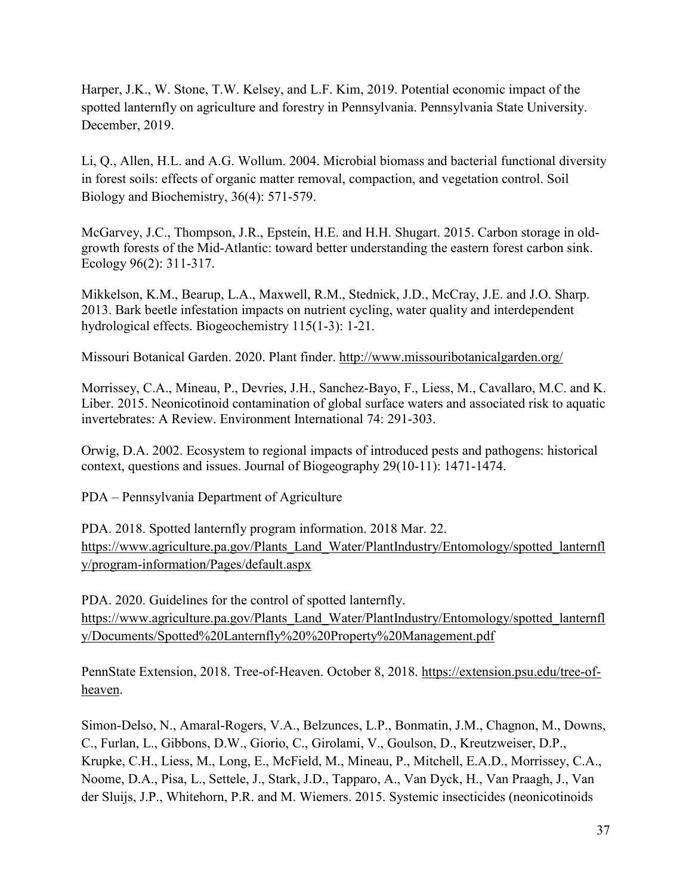Harper, J.K., W. Stone, T.W. Kelsey, and L.F. Kim, 2019. Potential economic impact of the spotted lanternfly on agriculture and forestry in Pennsylvania. Pennsylvania State University. December, 2019.

Li, Q., Allen, H.L. and A.G. Wollum. 2004. Microbial biomass and bacterial functional diversity in forest soils: effects of organic matter removal, compaction, and vegetation control. Soil Biology and Biochemistry, 36(4): 571-579.

McGarvey, J.C., Thompson, J.R., Epstein, H.E. and H.H. Shugart. 2015. Carbon storage in old-growth forests of the Mid-Atlantic: toward better understanding the eastern forest carbon sink. Ecology 96(2): 311-317.

Mikkelson, K.M., Bearup, L.A., Maxwell, R.M., Stednick, J.D., McCray, J.E. and J.O. Sharp. 2013. Bark beetle infestation impacts on nutrient cycling, water quality and interdependent hydrological effects. Biogeochemistry 115(1-3): 1-21.

Missouri Botanical Garden. 2020. Plant finder. http://www.missouribotanicalgarden.org/

Morrissey, C.A., Mineau, P., Devries, J.H., Sanchez-Bayo, F., Liess, M., Cavallaro, M.C. and K. Liber. 2015. Neonicotinoid contamination of global surface waters and associated risk to aquatic invertebrates: A Review. Environment International 74: 291-303.

Orwig, D.A. 2002. Ecosystem to regional impacts of introduced pests and pathogens: historical context, questions and issues. Journal of Biogeography 29(10-11): 1471-1474.

PDA – Pennsylvania Department of Agriculture

PDA. 2018. Spotted lanternfly program information. 2018 Mar. 22. https://www.agriculture.pa.gov/Plants_Land_Water/PlantIndustry/Entomology/spotted_lanternfly/program-information/Pages/default.aspx

PDA. 2020. Guidelines for the control of spotted lanternfly. https://www.agriculture.pa.gov/Plants_Land_Water/PlantIndustry/Entomology/spotted_lanternfly/Documents/Spotted%20Lanternfly%20%20Property%20Management.pdf

PennState Extension, 2018. Tree-of-Heaven. October 8, 2018. https://extension.psu.edu/tree-of-heaven.

Simon-Delso, N., Amaral-Rogers, V.A., Belzunces, L.P., Bonmatin, J.M., Chagnon, M., Downs, C., Furlan, L., Gibbons, D.W., Giorio, C., Girolami, V., Goulson, D., Kreutzweiser, D.P., Krupke, C.H., Liess, M., Long, E., McField, M., Mineau, P., Mitchell, E.A.D., Morrissey, C.A., Noome, D.A., Pisa, L., Settele, J., Stark, J.D., Tapparo, A., Van Dyck, H., Van Praagh, J., Van der Sluijs, J.P., Whitehorn, P.R. and M. Wiemers. 2015. Systemic insecticides (neonicotinoids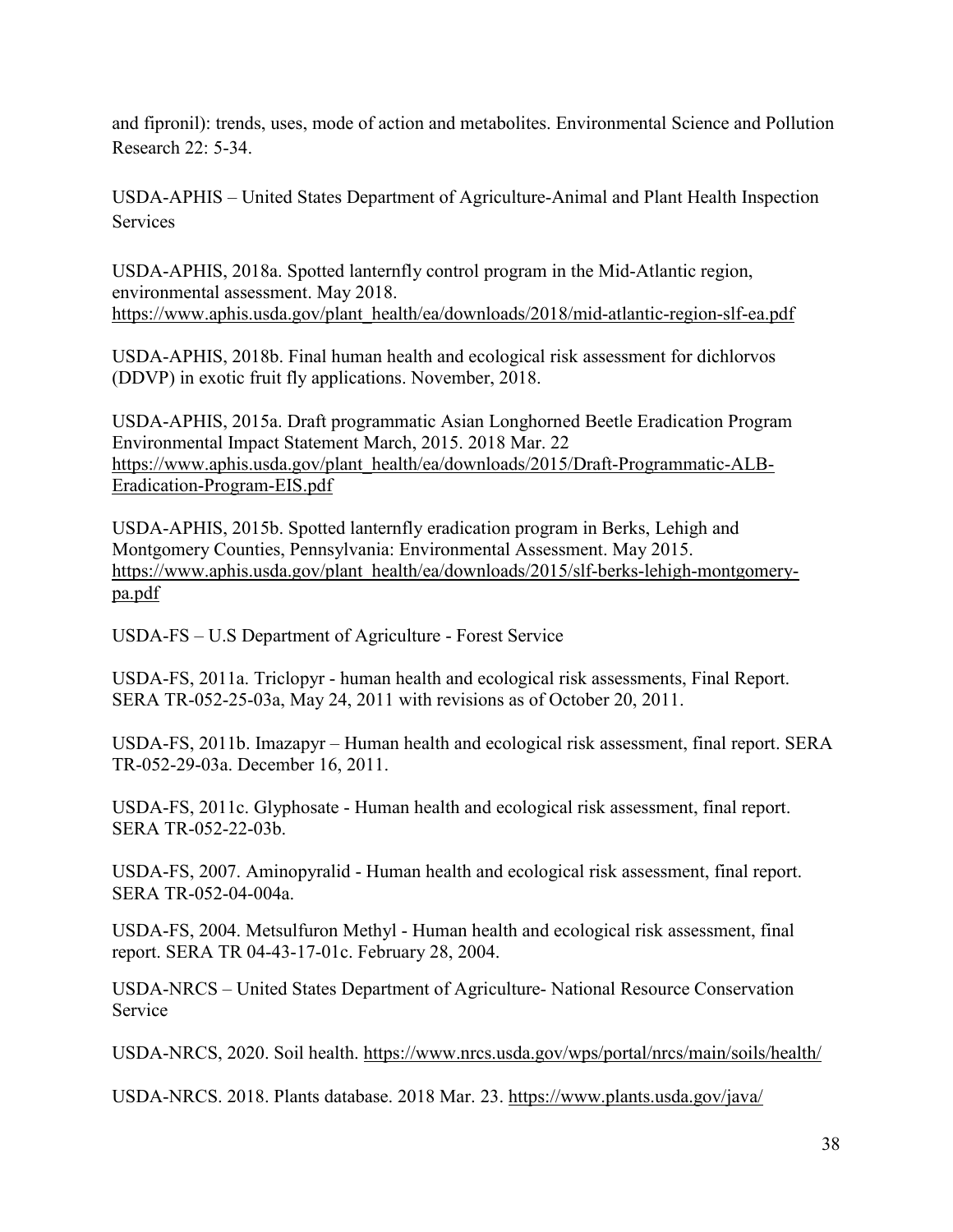and fipronil): trends, uses, mode of action and metabolites. Environmental Science and Pollution Research 22: 5-34.

USDA-APHIS – United States Department of Agriculture-Animal and Plant Health Inspection Services

USDA-APHIS, 2018a. Spotted lanternfly control program in the Mid-Atlantic region, environmental assessment. May 2018. https://www.aphis.usda.gov/plant_health/ea/downloads/2018/mid-atlantic-region-slf-ea.pdf

USDA-APHIS, 2018b. Final human health and ecological risk assessment for dichlorvos (DDVP) in exotic fruit fly applications. November, 2018.

USDA-APHIS, 2015a. Draft programmatic Asian Longhorned Beetle Eradication Program Environmental Impact Statement March, 2015. 2018 Mar. 22 https://www.aphis.usda.gov/plant_health/ea/downloads/2015/Draft-Programmatic-ALB-Eradication-Program-EIS.pdf

USDA-APHIS, 2015b. Spotted lanternfly eradication program in Berks, Lehigh and Montgomery Counties, Pennsylvania: Environmental Assessment. May 2015. https://www.aphis.usda.gov/plant_health/ea/downloads/2015/slf-berks-lehigh-montgomery-pa.pdf

USDA-FS – U.S Department of Agriculture - Forest Service

USDA-FS, 2011a. Triclopyr - human health and ecological risk assessments, Final Report. SERA TR-052-25-03a, May 24, 2011 with revisions as of October 20, 2011.

USDA-FS, 2011b. Imazapyr – Human health and ecological risk assessment, final report. SERA TR-052-29-03a. December 16, 2011.

USDA-FS, 2011c. Glyphosate - Human health and ecological risk assessment, final report. SERA TR-052-22-03b.

USDA-FS, 2007. Aminopyralid - Human health and ecological risk assessment, final report. SERA TR-052-04-004a.

USDA-FS, 2004. Metsulfuron Methyl - Human health and ecological risk assessment, final report. SERA TR 04-43-17-01c. February 28, 2004.

USDA-NRCS – United States Department of Agriculture- National Resource Conservation Service

USDA-NRCS, 2020. Soil health. https://www.nrcs.usda.gov/wps/portal/nrcs/main/soils/health/

USDA-NRCS. 2018. Plants database. 2018 Mar. 23. https://www.plants.usda.gov/java/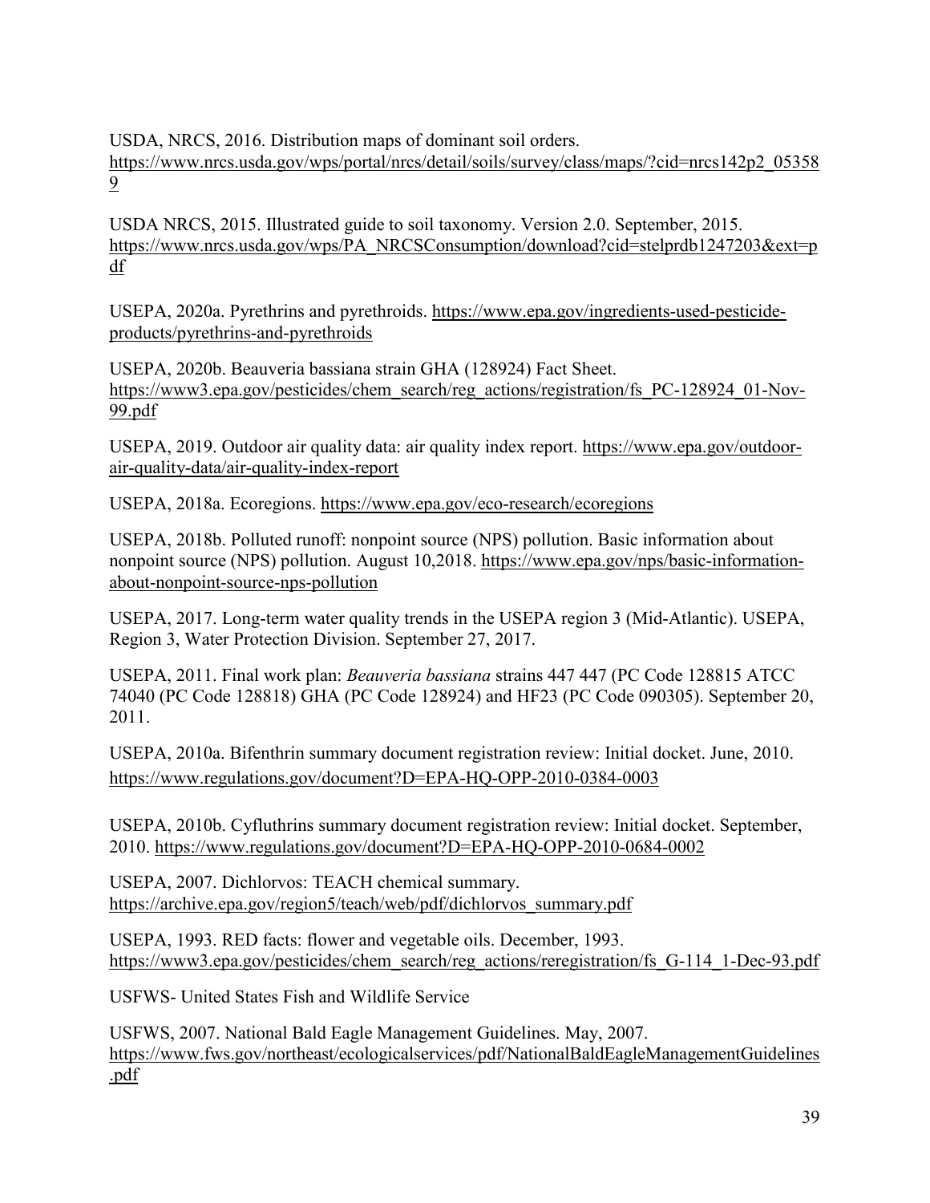USDA, NRCS, 2016. Distribution maps of dominant soil orders. https://www.nrcs.usda.gov/wps/portal/nrcs/detail/soils/survey/class/maps/?cid=nrcs142p2_053589

USDA NRCS, 2015. Illustrated guide to soil taxonomy. Version 2.0. September, 2015. https://www.nrcs.usda.gov/wps/PA_NRCSConsumption/download?cid=stelprdb1247203&ext=pdf

USEPA, 2020a. Pyrethrins and pyrethroids. https://www.epa.gov/ingredients-used-pesticide-products/pyrethrins-and-pyrethroids

USEPA, 2020b. Beauveria bassiana strain GHA (128924) Fact Sheet. https://www3.epa.gov/pesticides/chem_search/reg_actions/registration/fs_PC-128924_01-Nov-99.pdf

USEPA, 2019. Outdoor air quality data: air quality index report. https://www.epa.gov/outdoor-air-quality-data/air-quality-index-report

USEPA, 2018a. Ecoregions. https://www.epa.gov/eco-research/ecoregions

USEPA, 2018b. Polluted runoff: nonpoint source (NPS) pollution. Basic information about nonpoint source (NPS) pollution. August 10,2018. https://www.epa.gov/nps/basic-information-about-nonpoint-source-nps-pollution

USEPA, 2017. Long-term water quality trends in the USEPA region 3 (Mid-Atlantic). USEPA, Region 3, Water Protection Division. September 27, 2017.

USEPA, 2011. Final work plan: *Beauveria bassiana* strains 447 447 (PC Code 128815 ATCC 74040 (PC Code 128818) GHA (PC Code 128924) and HF23 (PC Code 090305). September 20, 2011.

USEPA, 2010a. Bifenthrin summary document registration review: Initial docket. June, 2010. https://www.regulations.gov/document?D=EPA-HQ-OPP-2010-0384-0003

USEPA, 2010b. Cyfluthrins summary document registration review: Initial docket. September, 2010. https://www.regulations.gov/document?D=EPA-HQ-OPP-2010-0684-0002

USEPA, 2007. Dichlorvos: TEACH chemical summary. https://archive.epa.gov/region5/teach/web/pdf/dichlorvos_summary.pdf

USEPA, 1993. RED facts: flower and vegetable oils. December, 1993. https://www3.epa.gov/pesticides/chem_search/reg_actions/reregistration/fs_G-114_1-Dec-93.pdf

USFWS- United States Fish and Wildlife Service

USFWS, 2007. National Bald Eagle Management Guidelines. May, 2007. https://www.fws.gov/northeast/ecologicalservices/pdf/NationalBaldEagleManagementGuidelines.pdf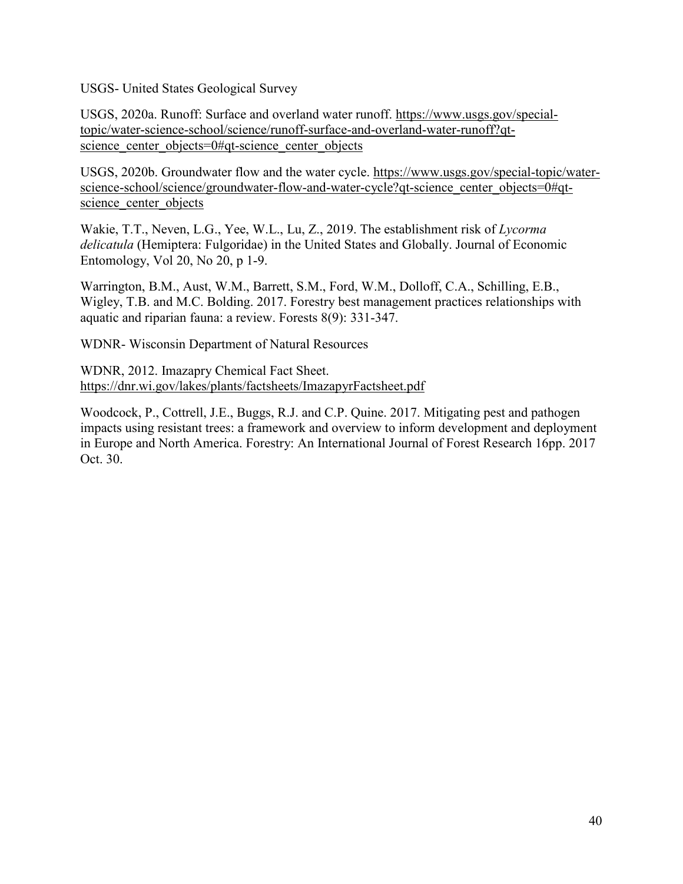USGS- United States Geological Survey

USGS, 2020a. Runoff: Surface and overland water runoff. https://www.usgs.gov/special-topic/water-science-school/science/runoff-surface-and-overland-water-runoff?qt-science_center_objects=0#qt-science_center_objects

USGS, 2020b. Groundwater flow and the water cycle. https://www.usgs.gov/special-topic/water-science-school/science/groundwater-flow-and-water-cycle?qt-science_center_objects=0#qt-science_center_objects

Wakie, T.T., Neven, L.G., Yee, W.L., Lu, Z., 2019. The establishment risk of *Lycorma delicatula* (Hemiptera: Fulgoridae) in the United States and Globally. Journal of Economic Entomology, Vol 20, No 20, p 1-9.

Warrington, B.M., Aust, W.M., Barrett, S.M., Ford, W.M., Dolloff, C.A., Schilling, E.B., Wigley, T.B. and M.C. Bolding. 2017. Forestry best management practices relationships with aquatic and riparian fauna: a review. Forests 8(9): 331-347.

WDNR- Wisconsin Department of Natural Resources

WDNR, 2012. Imazapry Chemical Fact Sheet. https://dnr.wi.gov/lakes/plants/factsheets/ImazapyrFactsheet.pdf

Woodcock, P., Cottrell, J.E., Buggs, R.J. and C.P. Quine. 2017. Mitigating pest and pathogen impacts using resistant trees: a framework and overview to inform development and deployment in Europe and North America. Forestry: An International Journal of Forest Research 16pp. 2017 Oct. 30.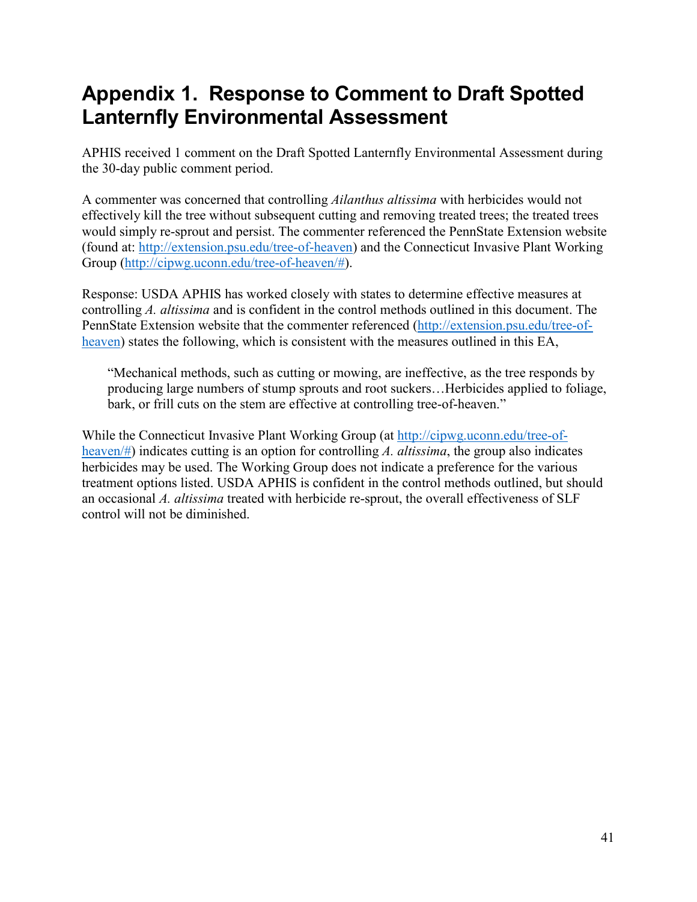# Appendix 1. Response to Comment to Draft Spotted Lanternfly Environmental Assessment

APHIS received 1 comment on the Draft Spotted Lanternfly Environmental Assessment during the 30-day public comment period.

A commenter was concerned that controlling *Ailanthus altissima* with herbicides would not effectively kill the tree without subsequent cutting and removing treated trees; the treated trees would simply re-sprout and persist. The commenter referenced the PennState Extension website (found at: http://extension.psu.edu/tree-of-heaven) and the Connecticut Invasive Plant Working Group (http://cipwg.uconn.edu/tree-of-heaven/#).

Response: USDA APHIS has worked closely with states to determine effective measures at controlling *A. altissima* and is confident in the control methods outlined in this document. The PennState Extension website that the commenter referenced (http://extension.psu.edu/tree-of-heaven) states the following, which is consistent with the measures outlined in this EA,

> "Mechanical methods, such as cutting or mowing, are ineffective, as the tree responds by producing large numbers of stump sprouts and root suckers…Herbicides applied to foliage, bark, or frill cuts on the stem are effective at controlling tree-of-heaven."

While the Connecticut Invasive Plant Working Group (at http://cipwg.uconn.edu/tree-of-heaven/#) indicates cutting is an option for controlling *A. altissima*, the group also indicates herbicides may be used. The Working Group does not indicate a preference for the various treatment options listed. USDA APHIS is confident in the control methods outlined, but should an occasional *A. altissima* treated with herbicide re-sprout, the overall effectiveness of SLF control will not be diminished.